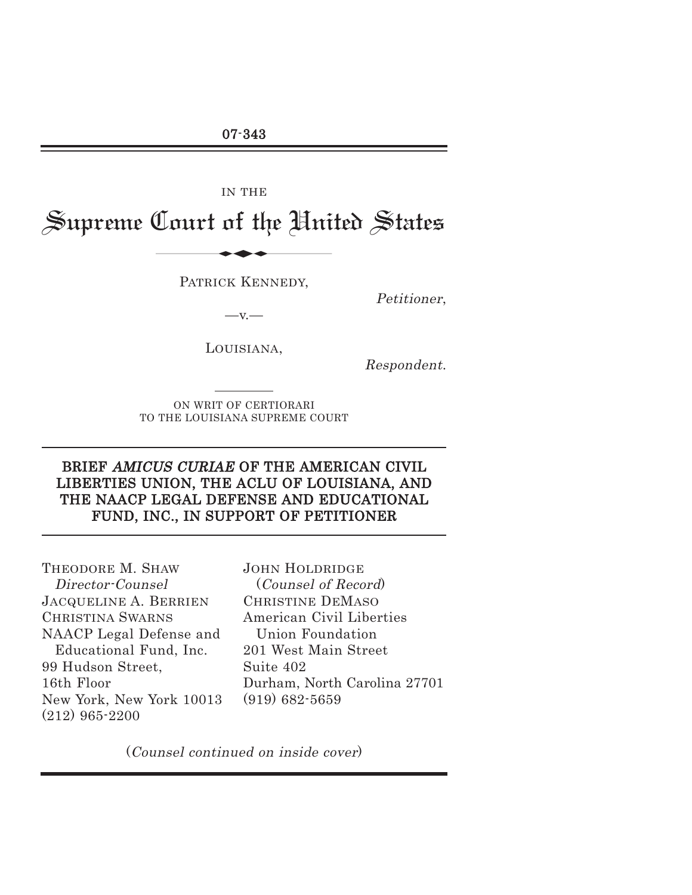07-343

IN THE

# Supreme Court of the United States

PATRICK KENNEDY,

*Petitioner*,

—v.—

LOUISIANA,

*Respondent*.

ON WRIT OF CERTIORARI
TO THE LOUISIANA SUPREME COURT

## BRIEF *AMICUS CURIAE* OF THE AMERICAN CIVIL LIBERTIES UNION, THE ACLU OF LOUISIANA, AND THE NAACP LEGAL DEFENSE AND EDUCATIONAL FUND, INC., IN SUPPORT OF PETITIONER

THEODORE M. SHAW
*Director-Counsel*
JACQUELINE A. BERRIEN
CHRISTINA SWARNS
NAACP Legal Defense and Educational Fund, Inc.
99 Hudson Street, 16th Floor
New York, New York 10013
(212) 965-2200

JOHN HOLDRIDGE
(*Counsel of Record*)
CHRISTINE DEMASO
American Civil Liberties Union Foundation
201 West Main Street
Suite 402
Durham, North Carolina 27701
(919) 682-5659

(*Counsel continued on inside cover*)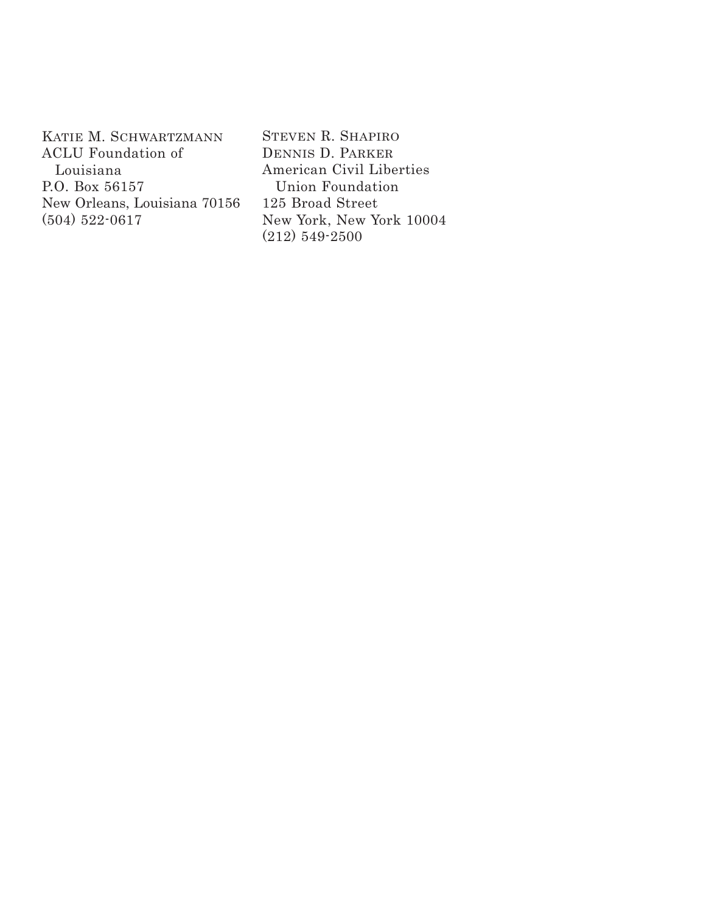KATIE M. SCHWARTZMANN
ACLU Foundation of Louisiana
P.O. Box 56157
New Orleans, Louisiana 70156
(504) 522-0617

STEVEN R. SHAPIRO
DENNIS D. PARKER
American Civil Liberties Union Foundation
125 Broad Street
New York, New York 10004
(212) 549-2500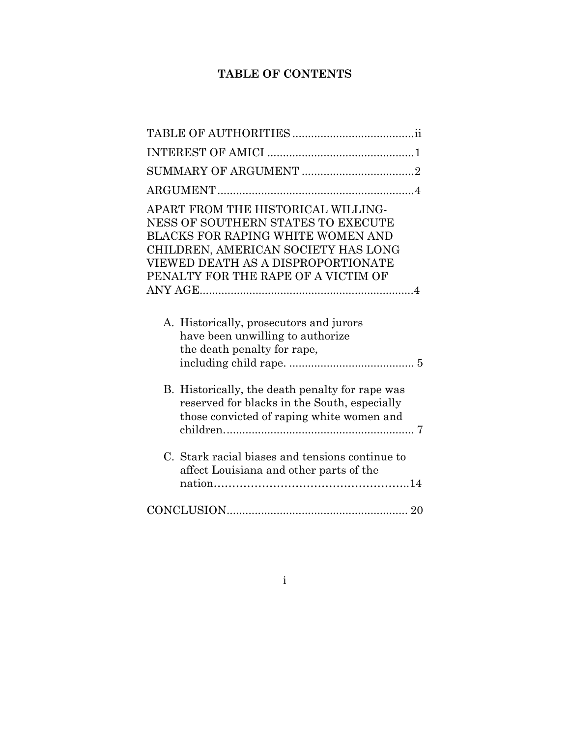# TABLE OF CONTENTS

TABLE OF AUTHORITIES .......................................ii

INTEREST OF AMICI ...............................................1

SUMMARY OF ARGUMENT ....................................2

ARGUMENT ...............................................................4

APART FROM THE HISTORICAL WILLING-NESS OF SOUTHERN STATES TO EXECUTE BLACKS FOR RAPING WHITE WOMEN AND CHILDREN, AMERICAN SOCIETY HAS LONG VIEWED DEATH AS A DISPROPORTIONATE PENALTY FOR THE RAPE OF A VICTIM OF ANY AGE.....................................................................4

- A. Historically, prosecutors and jurors have been unwilling to authorize the death penalty for rape, including child rape. ........................................ 5
- B. Historically, the death penalty for rape was reserved for blacks in the South, especially those convicted of raping white women and children............................................................ 7
- C. Stark racial biases and tensions continue to affect Louisiana and other parts of the nation……………………………………………..14

CONCLUSION.......................................................... 20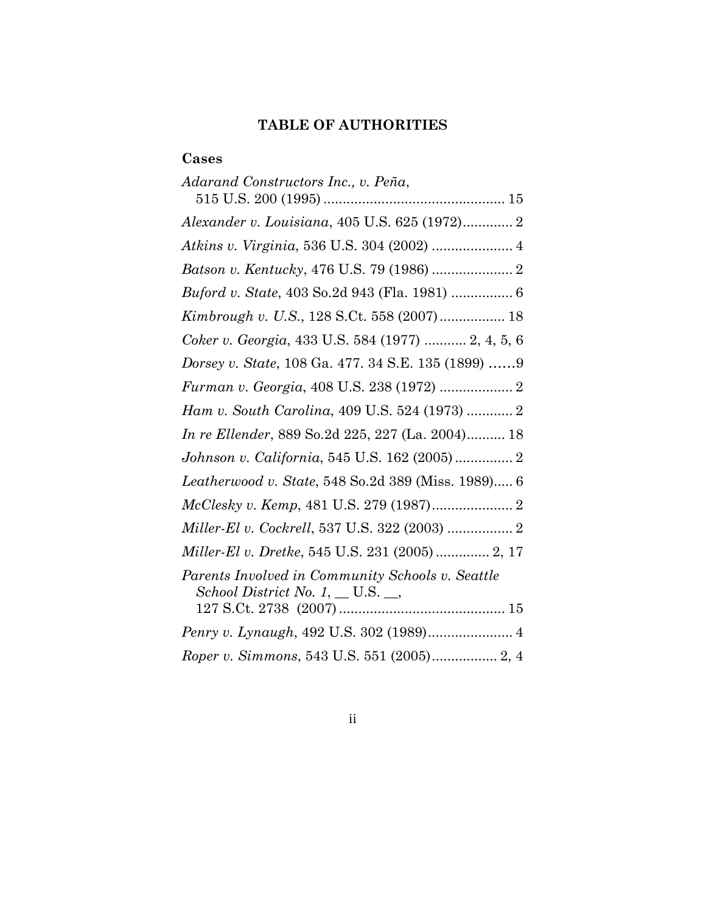## TABLE OF AUTHORITIES

### Cases

*Adarand Constructors Inc., v. Peña*, 515 U.S. 200 (1995) ............................................... 15

*Alexander v. Louisiana*, 405 U.S. 625 (1972)............. 2

*Atkins v. Virginia*, 536 U.S. 304 (2002) ..................... 4

*Batson v. Kentucky*, 476 U.S. 79 (1986) ..................... 2

*Buford v. State*, 403 So.2d 943 (Fla. 1981) ................ 6

*Kimbrough v. U.S.*, 128 S.Ct. 558 (2007)................. 18

*Coker v. Georgia*, 433 U.S. 584 (1977) ........... 2, 4, 5, 6

*Dorsey v. State*, 108 Ga. 477. 34 S.E. 135 (1899) ......9

*Furman v. Georgia*, 408 U.S. 238 (1972) ................... 2

*Ham v. South Carolina*, 409 U.S. 524 (1973) ............ 2

*In re Ellender*, 889 So.2d 225, 227 (La. 2004).......... 18

*Johnson v. California*, 545 U.S. 162 (2005) ............... 2

*Leatherwood v. State*, 548 So.2d 389 (Miss. 1989)..... 6

*McClesky v. Kemp*, 481 U.S. 279 (1987)..................... 2

*Miller-El v. Cockrell*, 537 U.S. 322 (2003) ................. 2

*Miller-El v. Dretke*, 545 U.S. 231 (2005) .............. 2, 17

*Parents Involved in Community Schools v. Seattle School District No. 1*, __ U.S. __, 127 S.Ct. 2738 (2007)........................................... 15

*Penry v. Lynaugh*, 492 U.S. 302 (1989)...................... 4

*Roper v. Simmons*, 543 U.S. 551 (2005)................. 2, 4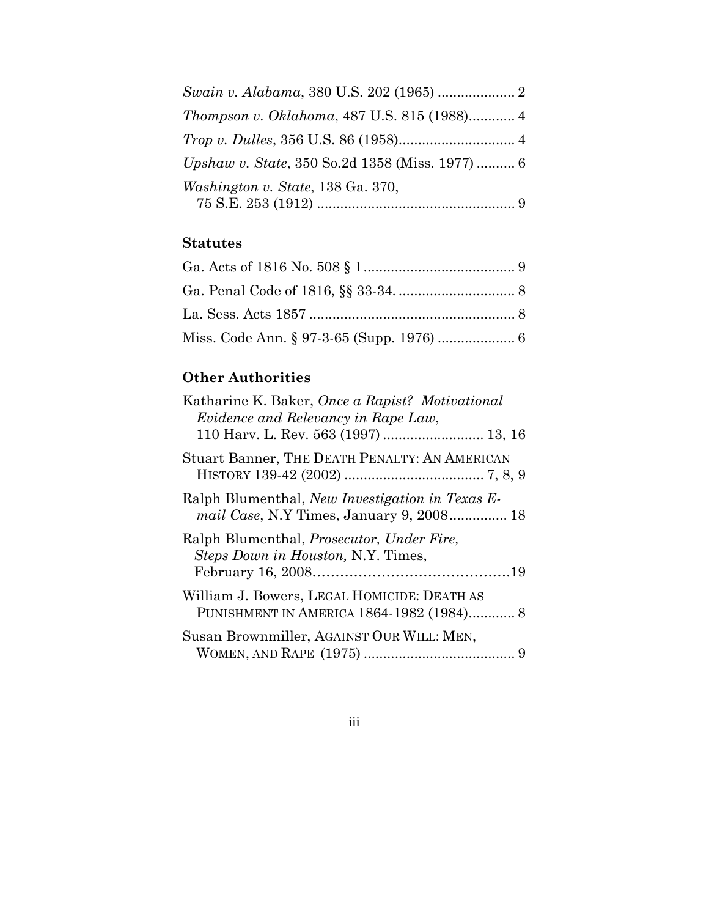*Swain v. Alabama*, 380 U.S. 202 (1965) .................... 2

*Thompson v. Oklahoma*, 487 U.S. 815 (1988)............ 4

*Trop v. Dulles*, 356 U.S. 86 (1958).............................. 4

*Upshaw v. State*, 350 So.2d 1358 (Miss. 1977) .......... 6

*Washington v. State*, 138 Ga. 370, 75 S.E. 253 (1912) .................................................. 9

### Statutes

Ga. Acts of 1816 No. 508 § 1....................................... 9

Ga. Penal Code of 1816, §§ 33-34. .............................. 8

La. Sess. Acts 1857 ..................................................... 8

Miss. Code Ann. § 97-3-65 (Supp. 1976) .................... 6

### Other Authorities

Katharine K. Baker, *Once a Rapist? Motivational Evidence and Relevancy in Rape Law*, 110 Harv. L. Rev. 563 (1997) .......................... 13, 16

Stuart Banner, THE DEATH PENALTY: AN AMERICAN HISTORY 139-42 (2002) .................................... 7, 8, 9

Ralph Blumenthal, *New Investigation in Texas E-mail Case*, N.Y Times, January 9, 2008............... 18

Ralph Blumenthal, *Prosecutor, Under Fire, Steps Down in Houston,* N.Y. Times, February 16, 2008……………………………………19

William J. Bowers, LEGAL HOMICIDE: DEATH AS PUNISHMENT IN AMERICA 1864-1982 (1984)............ 8

Susan Brownmiller, AGAINST OUR WILL: MEN, WOMEN, AND RAPE (1975) ....................................... 9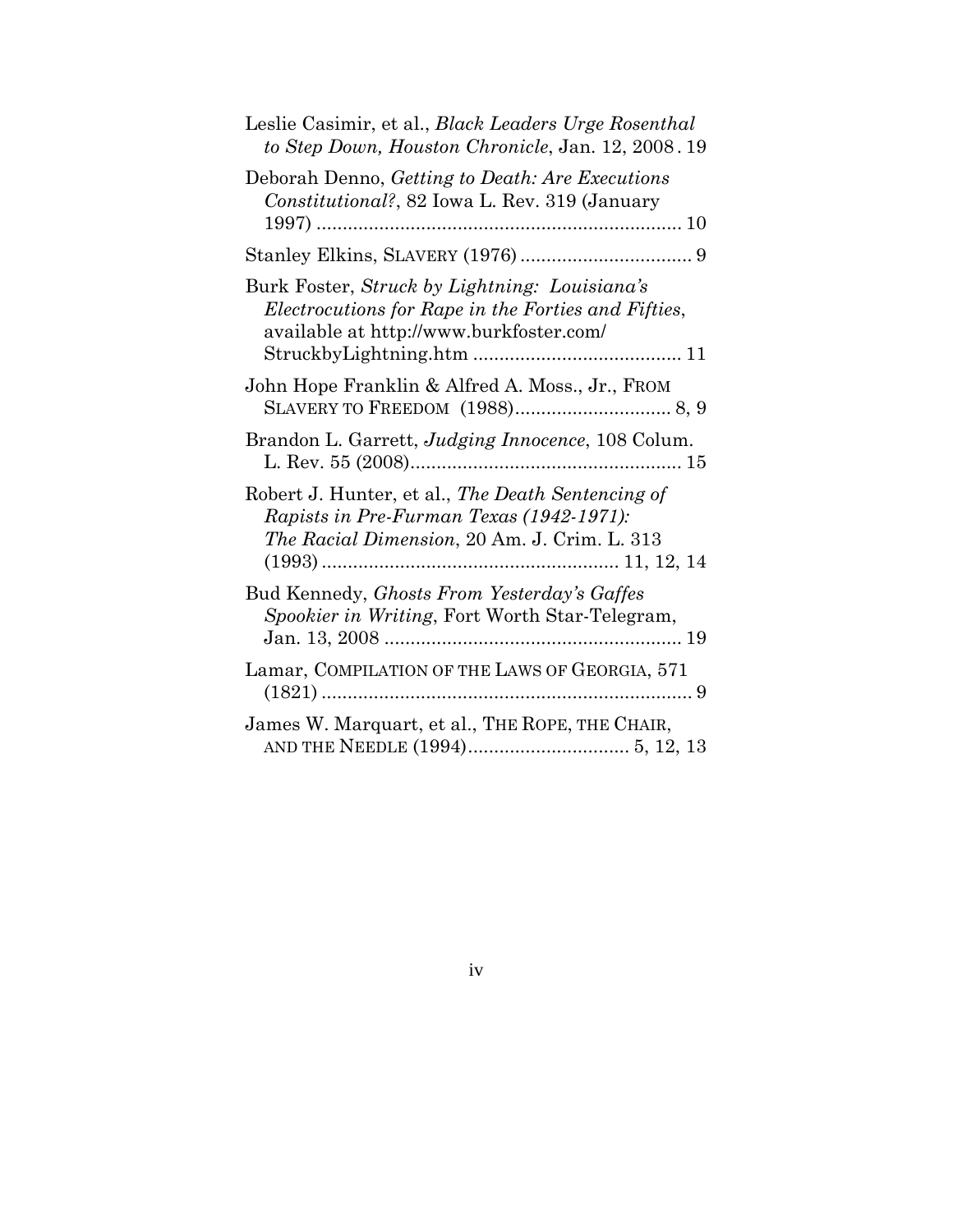Leslie Casimir, et al., *Black Leaders Urge Rosenthal to Step Down, Houston Chronicle*, Jan. 12, 2008 . 19

Deborah Denno, *Getting to Death: Are Executions Constitutional?*, 82 Iowa L. Rev. 319 (January 1997) ....................................................................... 10

Stanley Elkins, SLAVERY (1976) ................................. 9

Burk Foster, *Struck by Lightning: Louisiana's Electrocutions for Rape in the Forties and Fifties*, available at http://www.burkfoster.com/ StruckbyLightning.htm ........................................ 11

John Hope Franklin & Alfred A. Moss., Jr., FROM SLAVERY TO FREEDOM (1988).............................. 8, 9

Brandon L. Garrett, *Judging Innocence*, 108 Colum. L. Rev. 55 (2008).................................................... 15

Robert J. Hunter, et al., *The Death Sentencing of Rapists in Pre-Furman Texas (1942-1971): The Racial Dimension*, 20 Am. J. Crim. L. 313 (1993) ......................................................... 11, 12, 14

Bud Kennedy, *Ghosts From Yesterday's Gaffes Spookier in Writing*, Fort Worth Star-Telegram, Jan. 13, 2008 ......................................................... 19

Lamar, COMPILATION OF THE LAWS OF GEORGIA, 571 (1821) ....................................................................... 9

James W. Marquart, et al., THE ROPE, THE CHAIR, AND THE NEEDLE (1994)............................... 5, 12, 13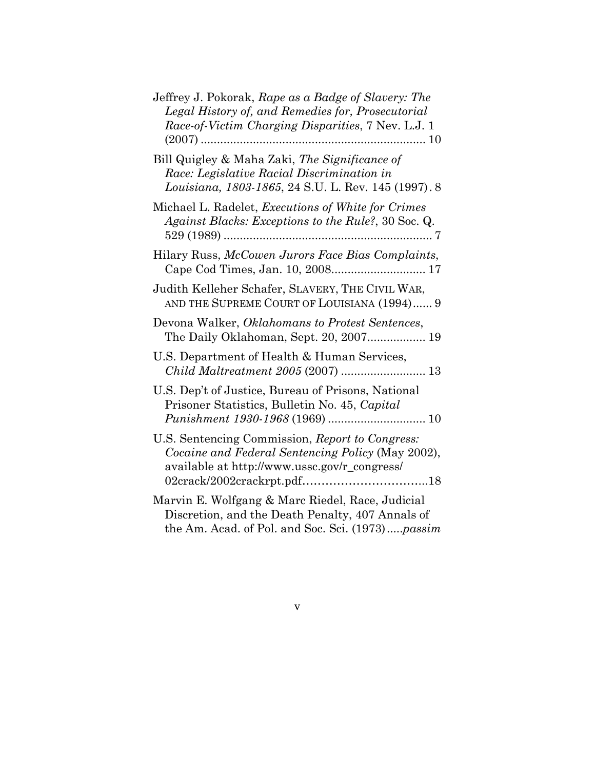Jeffrey J. Pokorak, *Rape as a Badge of Slavery: The Legal History of, and Remedies for, Prosecutorial Race-of-Victim Charging Disparities*, 7 Nev. L.J. 1 (2007) .................................................................... 10

Bill Quigley & Maha Zaki, *The Significance of Race: Legislative Racial Discrimination in Louisiana, 1803-1865*, 24 S.U. L. Rev. 145 (1997) . 8

Michael L. Radelet, *Executions of White for Crimes Against Blacks: Exceptions to the Rule?*, 30 Soc. Q. 529 (1989) ................................................................ 7

Hilary Russ, *McCowen Jurors Face Bias Complaints*, Cape Cod Times, Jan. 10, 2008............................ 17

Judith Kelleher Schafer, SLAVERY, THE CIVIL WAR, AND THE SUPREME COURT OF LOUISIANA (1994)...... 9

Devona Walker, *Oklahomans to Protest Sentences*, The Daily Oklahoman, Sept. 20, 2007.................. 19

U.S. Department of Health & Human Services, *Child Maltreatment 2005* (2007) .......................... 13

U.S. Dep't of Justice, Bureau of Prisons, National Prisoner Statistics, Bulletin No. 45, *Capital Punishment 1930-1968* (1969) ............................. 10

U.S. Sentencing Commission, *Report to Congress: Cocaine and Federal Sentencing Policy* (May 2002), available at http://www.ussc.gov/r_congress/02crack/2002crackrpt.pdf…………………………..18

Marvin E. Wolfgang & Marc Riedel, Race, Judicial Discretion, and the Death Penalty, 407 Annals of the Am. Acad. of Pol. and Soc. Sci. (1973).....*passim*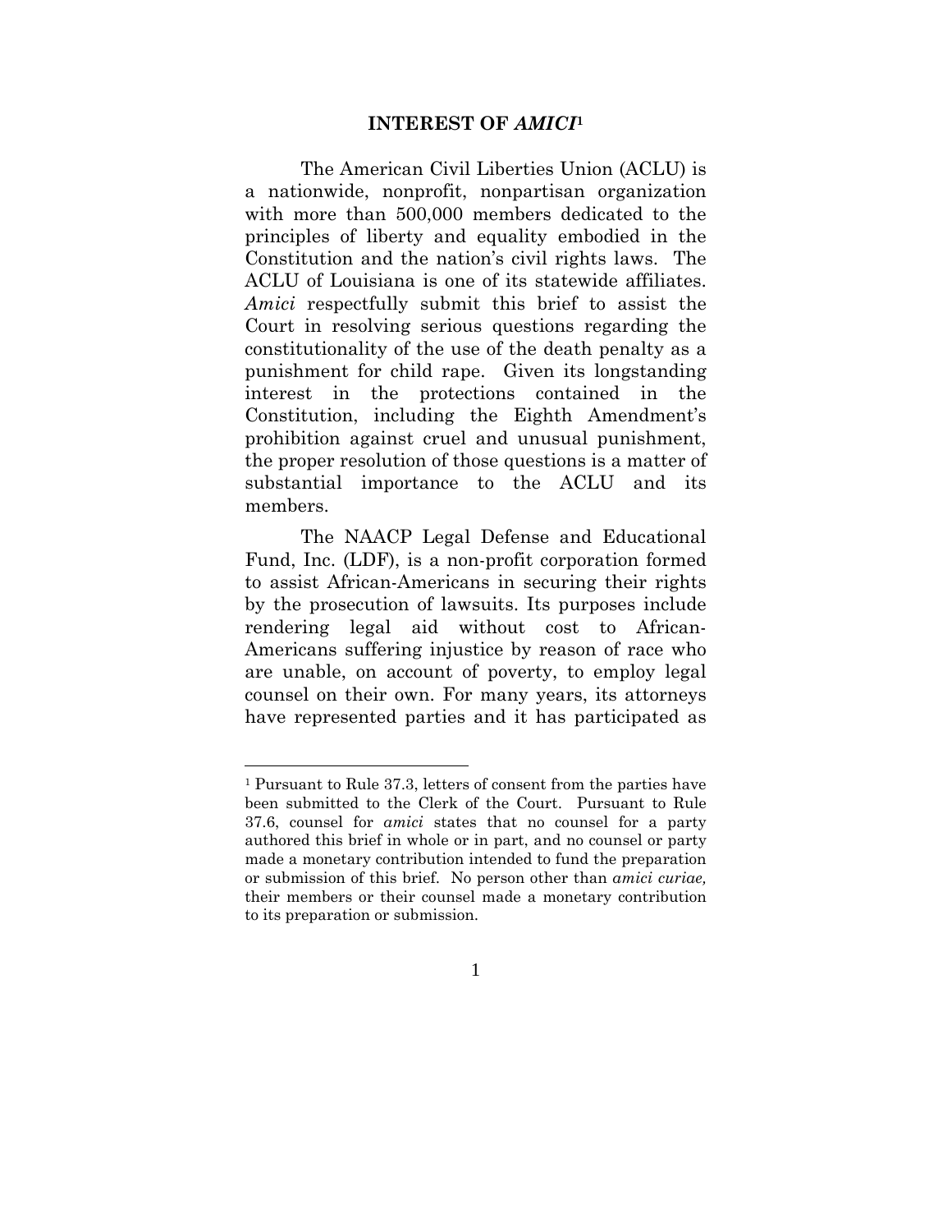## INTEREST OF *AMICI*[1]

The American Civil Liberties Union (ACLU) is a nationwide, nonprofit, nonpartisan organization with more than 500,000 members dedicated to the principles of liberty and equality embodied in the Constitution and the nation's civil rights laws. The ACLU of Louisiana is one of its statewide affiliates. *Amici* respectfully submit this brief to assist the Court in resolving serious questions regarding the constitutionality of the use of the death penalty as a punishment for child rape. Given its longstanding interest in the protections contained in the Constitution, including the Eighth Amendment's prohibition against cruel and unusual punishment, the proper resolution of those questions is a matter of substantial importance to the ACLU and its members.

The NAACP Legal Defense and Educational Fund, Inc. (LDF), is a non-profit corporation formed to assist African-Americans in securing their rights by the prosecution of lawsuits. Its purposes include rendering legal aid without cost to African-Americans suffering injustice by reason of race who are unable, on account of poverty, to employ legal counsel on their own. For many years, its attorneys have represented parties and it has participated as

---

[1] Pursuant to Rule 37.3, letters of consent from the parties have been submitted to the Clerk of the Court. Pursuant to Rule 37.6, counsel for *amici* states that no counsel for a party authored this brief in whole or in part, and no counsel or party made a monetary contribution intended to fund the preparation or submission of this brief. No person other than *amici curiae,* their members or their counsel made a monetary contribution to its preparation or submission.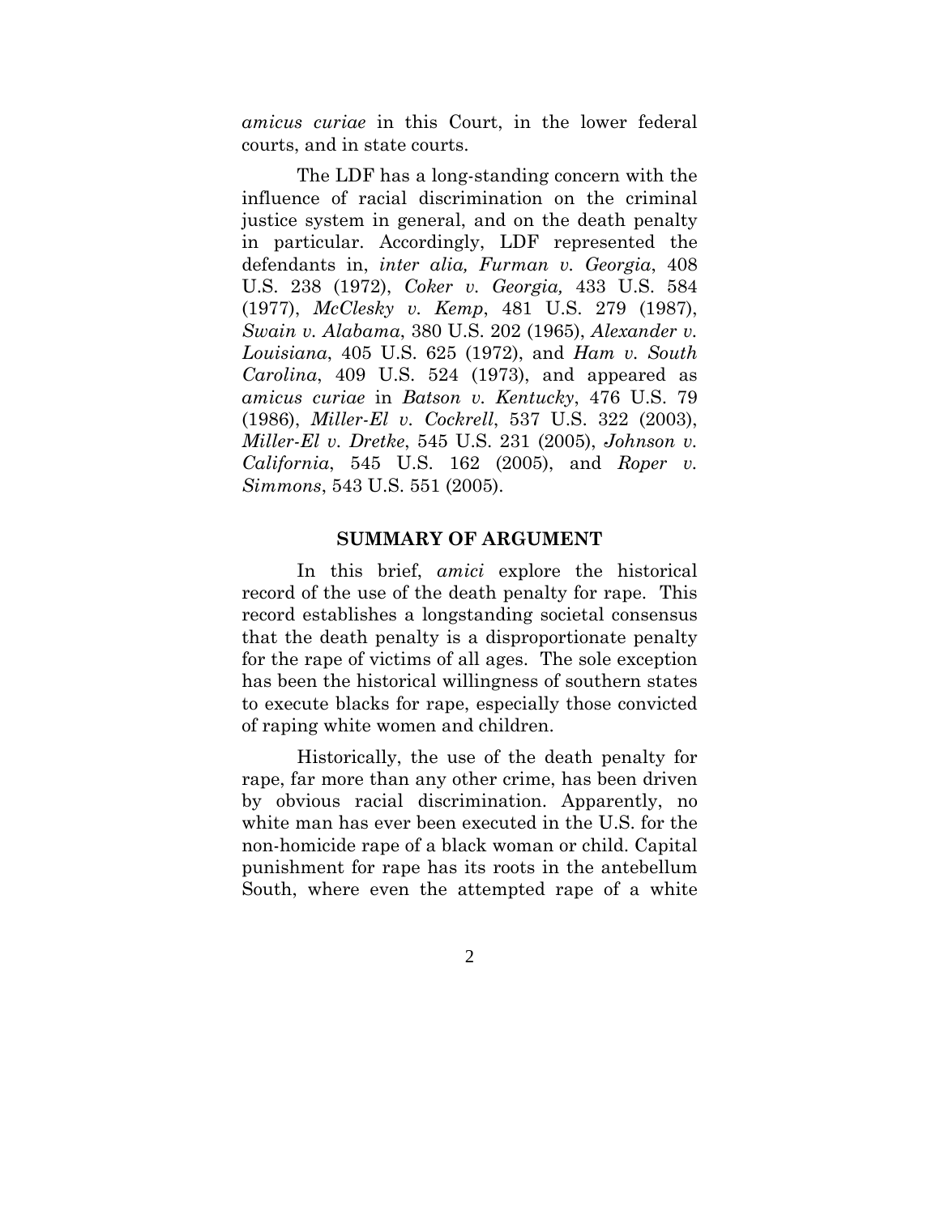*amicus curiae* in this Court, in the lower federal courts, and in state courts.

The LDF has a long-standing concern with the influence of racial discrimination on the criminal justice system in general, and on the death penalty in particular. Accordingly, LDF represented the defendants in, *inter alia, Furman v. Georgia*, 408 U.S. 238 (1972), *Coker v. Georgia,* 433 U.S. 584 (1977), *McClesky v. Kemp*, 481 U.S. 279 (1987), *Swain v. Alabama*, 380 U.S. 202 (1965), *Alexander v. Louisiana*, 405 U.S. 625 (1972), and *Ham v. South Carolina*, 409 U.S. 524 (1973), and appeared as *amicus curiae* in *Batson v. Kentucky*, 476 U.S. 79 (1986), *Miller-El v. Cockrell*, 537 U.S. 322 (2003), *Miller-El v. Dretke*, 545 U.S. 231 (2005), *Johnson v. California*, 545 U.S. 162 (2005), and *Roper v. Simmons*, 543 U.S. 551 (2005).

## SUMMARY OF ARGUMENT

In this brief, *amici* explore the historical record of the use of the death penalty for rape. This record establishes a longstanding societal consensus that the death penalty is a disproportionate penalty for the rape of victims of all ages. The sole exception has been the historical willingness of southern states to execute blacks for rape, especially those convicted of raping white women and children.

Historically, the use of the death penalty for rape, far more than any other crime, has been driven by obvious racial discrimination. Apparently, no white man has ever been executed in the U.S. for the non-homicide rape of a black woman or child. Capital punishment for rape has its roots in the antebellum South, where even the attempted rape of a white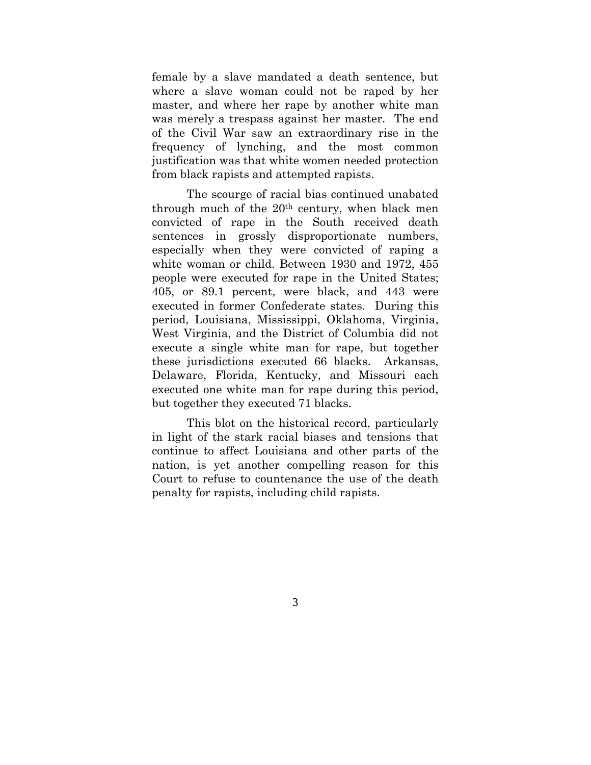female by a slave mandated a death sentence, but where a slave woman could not be raped by her master, and where her rape by another white man was merely a trespass against her master. The end of the Civil War saw an extraordinary rise in the frequency of lynching, and the most common justification was that white women needed protection from black rapists and attempted rapists.

The scourge of racial bias continued unabated through much of the 20th century, when black men convicted of rape in the South received death sentences in grossly disproportionate numbers, especially when they were convicted of raping a white woman or child. Between 1930 and 1972, 455 people were executed for rape in the United States; 405, or 89.1 percent, were black, and 443 were executed in former Confederate states. During this period, Louisiana, Mississippi, Oklahoma, Virginia, West Virginia, and the District of Columbia did not execute a single white man for rape, but together these jurisdictions executed 66 blacks. Arkansas, Delaware, Florida, Kentucky, and Missouri each executed one white man for rape during this period, but together they executed 71 blacks.

This blot on the historical record, particularly in light of the stark racial biases and tensions that continue to affect Louisiana and other parts of the nation, is yet another compelling reason for this Court to refuse to countenance the use of the death penalty for rapists, including child rapists.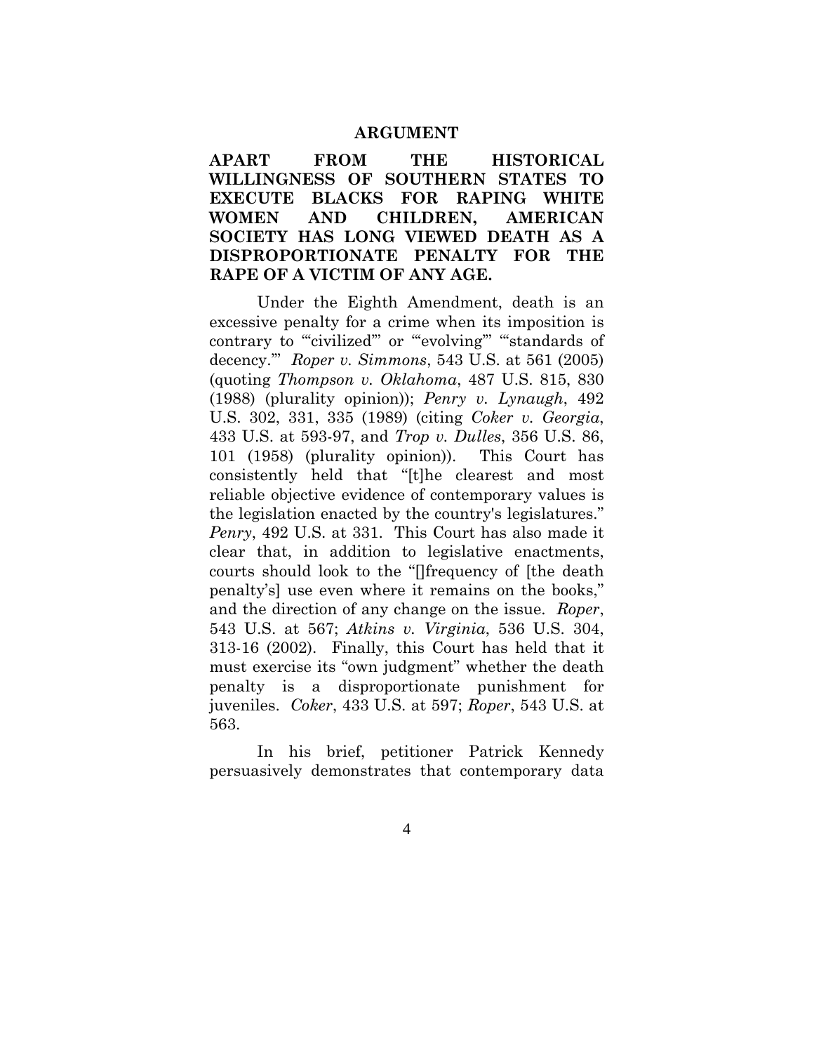## ARGUMENT

**APART FROM THE HISTORICAL WILLINGNESS OF SOUTHERN STATES TO EXECUTE BLACKS FOR RAPING WHITE WOMEN AND CHILDREN, AMERICAN SOCIETY HAS LONG VIEWED DEATH AS A DISPROPORTIONATE PENALTY FOR THE RAPE OF A VICTIM OF ANY AGE.**

Under the Eighth Amendment, death is an excessive penalty for a crime when its imposition is contrary to "'civilized'" or "'evolving'" "'standards of decency.'" *Roper v. Simmons*, 543 U.S. at 561 (2005) (quoting *Thompson v. Oklahoma*, 487 U.S. 815, 830 (1988) (plurality opinion)); *Penry v. Lynaugh*, 492 U.S. 302, 331, 335 (1989) (citing *Coker v. Georgia*, 433 U.S. at 593-97, and *Trop v. Dulles*, 356 U.S. 86, 101 (1958) (plurality opinion)). This Court has consistently held that "[t]he clearest and most reliable objective evidence of contemporary values is the legislation enacted by the country's legislatures." *Penry*, 492 U.S. at 331. This Court has also made it clear that, in addition to legislative enactments, courts should look to the "[]frequency of [the death penalty's] use even where it remains on the books," and the direction of any change on the issue. *Roper*, 543 U.S. at 567; *Atkins v. Virginia*, 536 U.S. 304, 313-16 (2002). Finally, this Court has held that it must exercise its "own judgment" whether the death penalty is a disproportionate punishment for juveniles. *Coker*, 433 U.S. at 597; *Roper*, 543 U.S. at 563.

In his brief, petitioner Patrick Kennedy persuasively demonstrates that contemporary data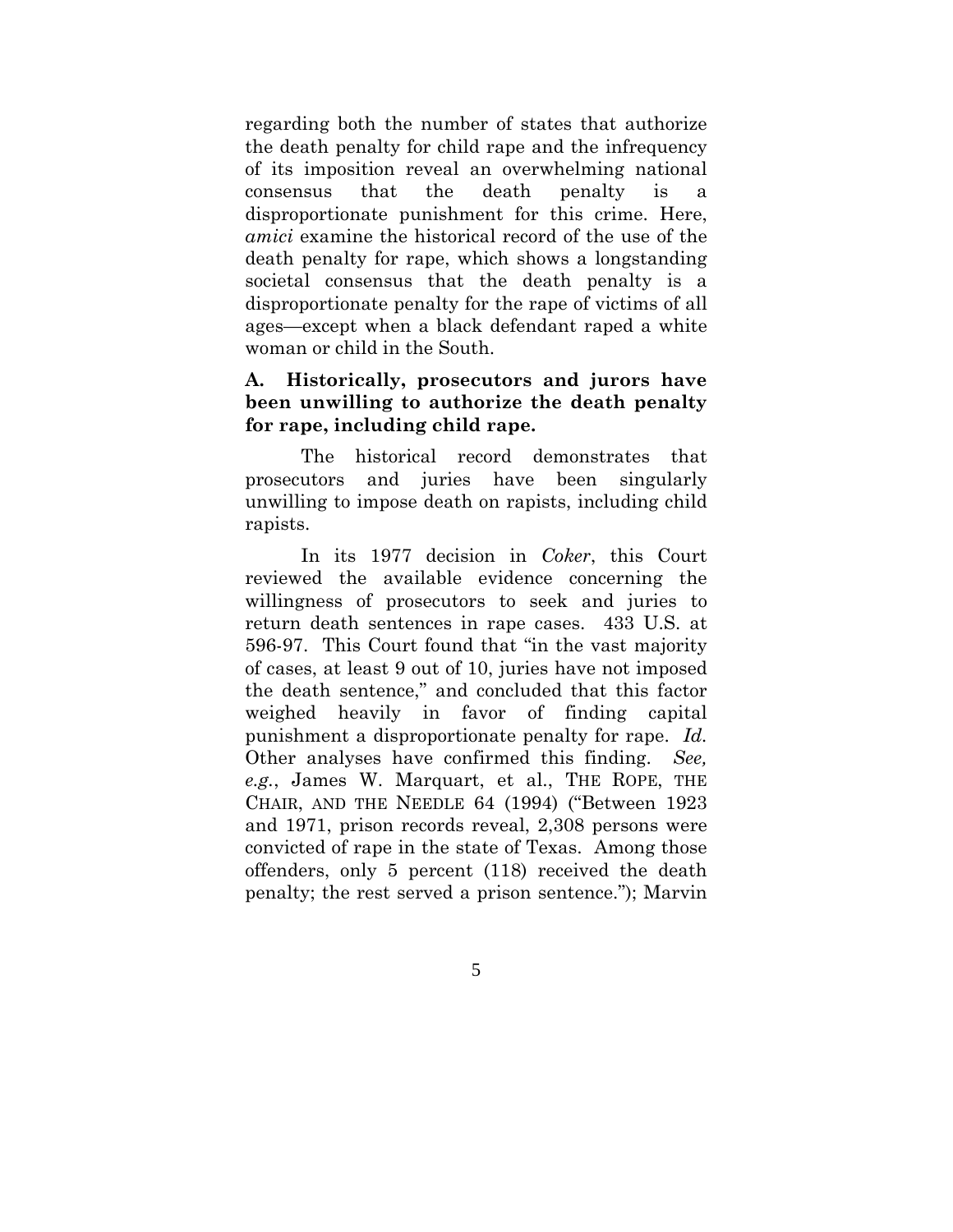regarding both the number of states that authorize the death penalty for child rape and the infrequency of its imposition reveal an overwhelming national consensus that the death penalty is a disproportionate punishment for this crime. Here, *amici* examine the historical record of the use of the death penalty for rape, which shows a longstanding societal consensus that the death penalty is a disproportionate penalty for the rape of victims of all ages—except when a black defendant raped a white woman or child in the South.

### A. Historically, prosecutors and jurors have been unwilling to authorize the death penalty for rape, including child rape.

The historical record demonstrates that prosecutors and juries have been singularly unwilling to impose death on rapists, including child rapists.

In its 1977 decision in *Coker*, this Court reviewed the available evidence concerning the willingness of prosecutors to seek and juries to return death sentences in rape cases. 433 U.S. at 596-97. This Court found that "in the vast majority of cases, at least 9 out of 10, juries have not imposed the death sentence," and concluded that this factor weighed heavily in favor of finding capital punishment a disproportionate penalty for rape. *Id.* Other analyses have confirmed this finding. *See, e.g.*, James W. Marquart, et al., THE ROPE, THE CHAIR, AND THE NEEDLE 64 (1994) ("Between 1923 and 1971, prison records reveal, 2,308 persons were convicted of rape in the state of Texas. Among those offenders, only 5 percent (118) received the death penalty; the rest served a prison sentence."); Marvin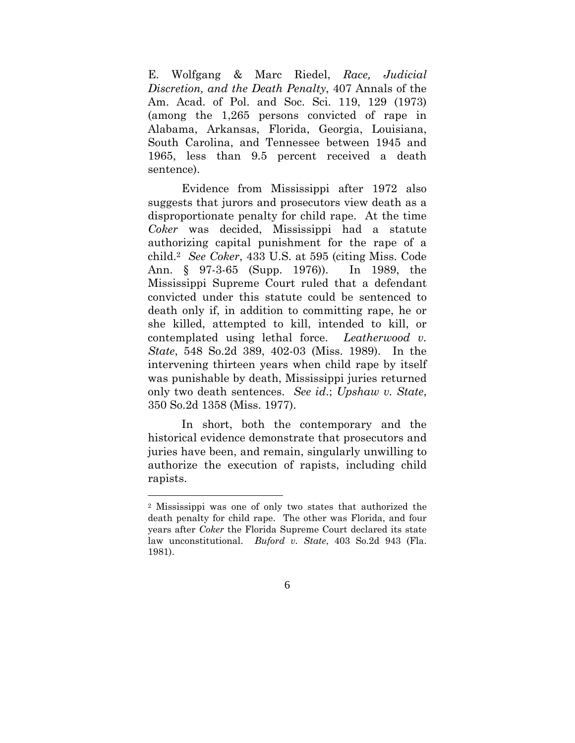E. Wolfgang & Marc Riedel, *Race, Judicial Discretion, and the Death Penalty*, 407 Annals of the Am. Acad. of Pol. and Soc. Sci. 119, 129 (1973) (among the 1,265 persons convicted of rape in Alabama, Arkansas, Florida, Georgia, Louisiana, South Carolina, and Tennessee between 1945 and 1965, less than 9.5 percent received a death sentence).

Evidence from Mississippi after 1972 also suggests that jurors and prosecutors view death as a disproportionate penalty for child rape. At the time *Coker* was decided, Mississippi had a statute authorizing capital punishment for the rape of a child.[2] *See Coker*, 433 U.S. at 595 (citing Miss. Code Ann. § 97-3-65 (Supp. 1976)). In 1989, the Mississippi Supreme Court ruled that a defendant convicted under this statute could be sentenced to death only if, in addition to committing rape, he or she killed, attempted to kill, intended to kill, or contemplated using lethal force. *Leatherwood v. State*, 548 So.2d 389, 402-03 (Miss. 1989). In the intervening thirteen years when child rape by itself was punishable by death, Mississippi juries returned only two death sentences. *See id*.; *Upshaw v. State*, 350 So.2d 1358 (Miss. 1977).

In short, both the contemporary and the historical evidence demonstrate that prosecutors and juries have been, and remain, singularly unwilling to authorize the execution of rapists, including child rapists.

---

[2] Mississippi was one of only two states that authorized the death penalty for child rape. The other was Florida, and four years after *Coker* the Florida Supreme Court declared its state law unconstitutional. *Buford v. State*, 403 So.2d 943 (Fla. 1981).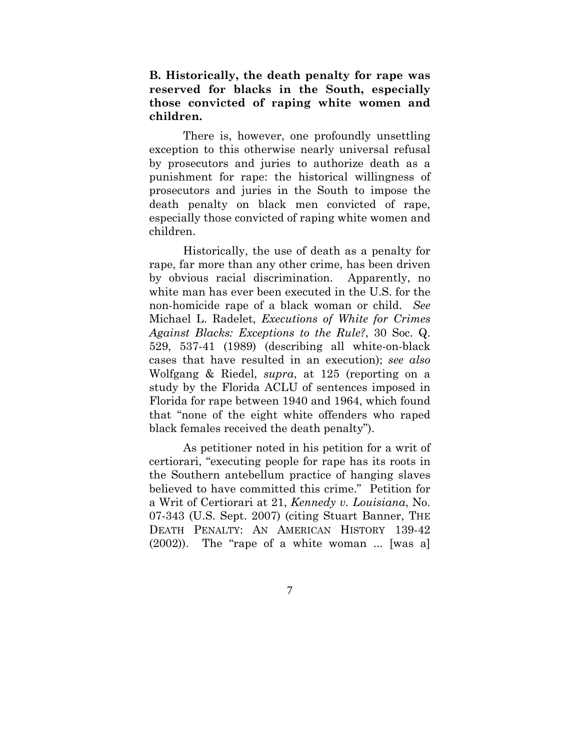**B. Historically, the death penalty for rape was reserved for blacks in the South, especially those convicted of raping white women and children.**

There is, however, one profoundly unsettling exception to this otherwise nearly universal refusal by prosecutors and juries to authorize death as a punishment for rape: the historical willingness of prosecutors and juries in the South to impose the death penalty on black men convicted of rape, especially those convicted of raping white women and children.

Historically, the use of death as a penalty for rape, far more than any other crime, has been driven by obvious racial discrimination. Apparently, no white man has ever been executed in the U.S. for the non-homicide rape of a black woman or child. *See* Michael L. Radelet, *Executions of White for Crimes Against Blacks: Exceptions to the Rule?*, 30 Soc. Q. 529, 537-41 (1989) (describing all white-on-black cases that have resulted in an execution); *see also* Wolfgang & Riedel, *supra*, at 125 (reporting on a study by the Florida ACLU of sentences imposed in Florida for rape between 1940 and 1964, which found that "none of the eight white offenders who raped black females received the death penalty").

As petitioner noted in his petition for a writ of certiorari, "executing people for rape has its roots in the Southern antebellum practice of hanging slaves believed to have committed this crime." Petition for a Writ of Certiorari at 21, *Kennedy v. Louisiana*, No. 07-343 (U.S. Sept. 2007) (citing Stuart Banner, THE DEATH PENALTY: AN AMERICAN HISTORY 139-42 (2002)). The "rape of a white woman ... [was a]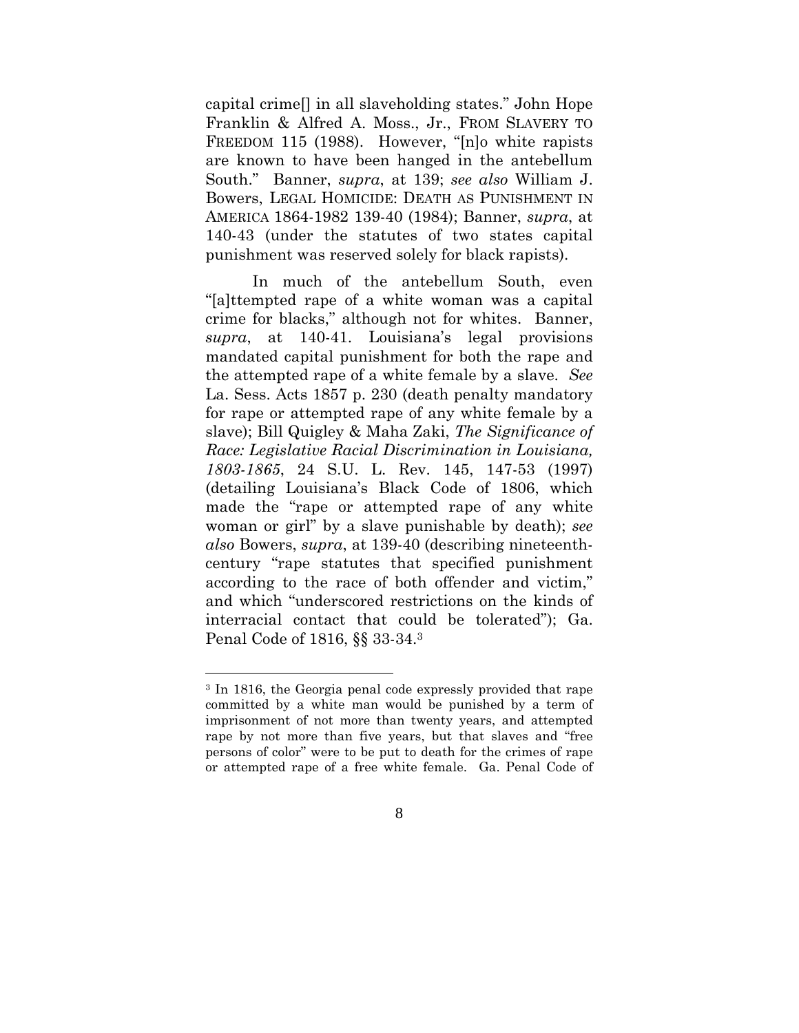capital crime[] in all slaveholding states." John Hope Franklin & Alfred A. Moss., Jr., FROM SLAVERY TO FREEDOM 115 (1988). However, "[n]o white rapists are known to have been hanged in the antebellum South." Banner, *supra*, at 139; *see also* William J. Bowers, LEGAL HOMICIDE: DEATH AS PUNISHMENT IN AMERICA 1864-1982 139-40 (1984); Banner, *supra*, at 140-43 (under the statutes of two states capital punishment was reserved solely for black rapists).

In much of the antebellum South, even "[a]ttempted rape of a white woman was a capital crime for blacks," although not for whites. Banner, *supra*, at 140-41. Louisiana's legal provisions mandated capital punishment for both the rape and the attempted rape of a white female by a slave. *See* La. Sess. Acts 1857 p. 230 (death penalty mandatory for rape or attempted rape of any white female by a slave); Bill Quigley & Maha Zaki, *The Significance of Race: Legislative Racial Discrimination in Louisiana, 1803-1865*, 24 S.U. L. Rev. 145, 147-53 (1997) (detailing Louisiana's Black Code of 1806, which made the "rape or attempted rape of any white woman or girl" by a slave punishable by death); *see also* Bowers, *supra*, at 139-40 (describing nineteenth-century "rape statutes that specified punishment according to the race of both offender and victim," and which "underscored restrictions on the kinds of interracial contact that could be tolerated"); Ga. Penal Code of 1816, §§ 33-34.[3]

---

[3] In 1816, the Georgia penal code expressly provided that rape committed by a white man would be punished by a term of imprisonment of not more than twenty years, and attempted rape by not more than five years, but that slaves and "free persons of color" were to be put to death for the crimes of rape or attempted rape of a free white female. Ga. Penal Code of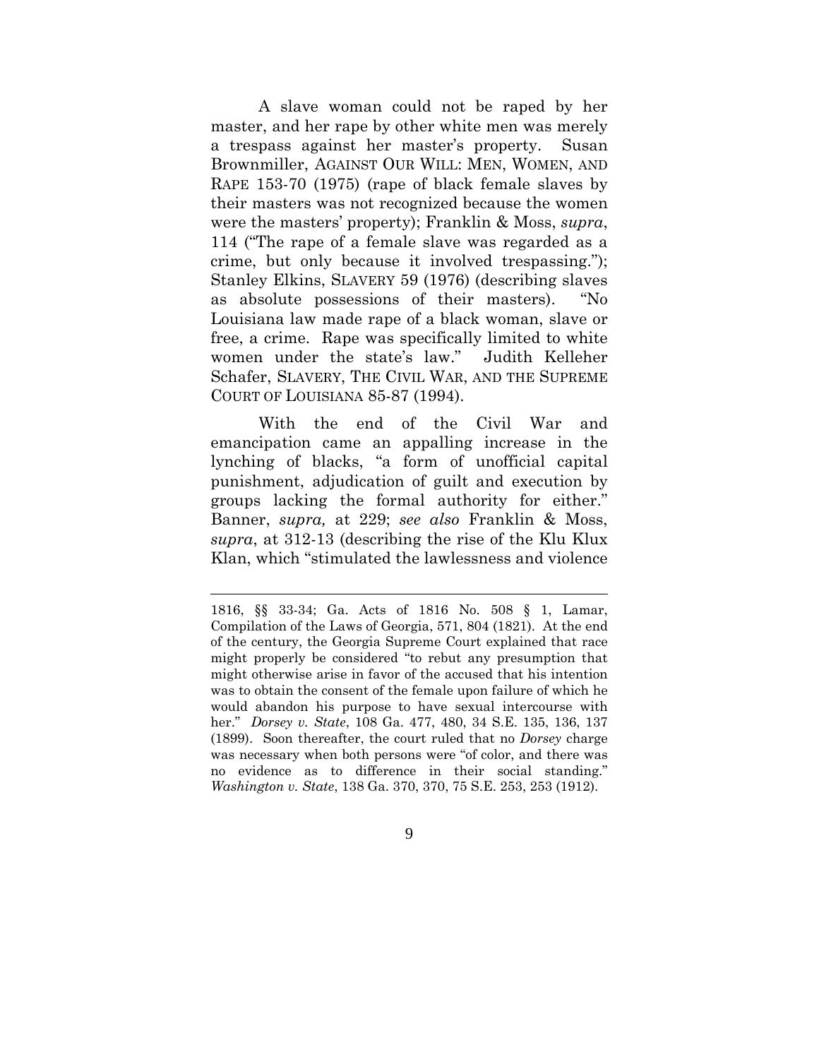A slave woman could not be raped by her master, and her rape by other white men was merely a trespass against her master's property. Susan Brownmiller, AGAINST OUR WILL: MEN, WOMEN, AND RAPE 153-70 (1975) (rape of black female slaves by their masters was not recognized because the women were the masters' property); Franklin & Moss, *supra*, 114 ("The rape of a female slave was regarded as a crime, but only because it involved trespassing."); Stanley Elkins, SLAVERY 59 (1976) (describing slaves as absolute possessions of their masters). "No Louisiana law made rape of a black woman, slave or free, a crime. Rape was specifically limited to white women under the state's law." Judith Kelleher Schafer, SLAVERY, THE CIVIL WAR, AND THE SUPREME COURT OF LOUISIANA 85-87 (1994).

With the end of the Civil War and emancipation came an appalling increase in the lynching of blacks, "a form of unofficial capital punishment, adjudication of guilt and execution by groups lacking the formal authority for either." Banner, *supra,* at 229; *see also* Franklin & Moss, *supra*, at 312-13 (describing the rise of the Klu Klux Klan, which "stimulated the lawlessness and violence

---

1816, §§ 33-34; Ga. Acts of 1816 No. 508 § 1, Lamar, Compilation of the Laws of Georgia, 571, 804 (1821). At the end of the century, the Georgia Supreme Court explained that race might properly be considered "to rebut any presumption that might otherwise arise in favor of the accused that his intention was to obtain the consent of the female upon failure of which he would abandon his purpose to have sexual intercourse with her." *Dorsey v. State*, 108 Ga. 477, 480, 34 S.E. 135, 136, 137 (1899). Soon thereafter, the court ruled that no *Dorsey* charge was necessary when both persons were "of color, and there was no evidence as to difference in their social standing." *Washington v. State*, 138 Ga. 370, 370, 75 S.E. 253, 253 (1912).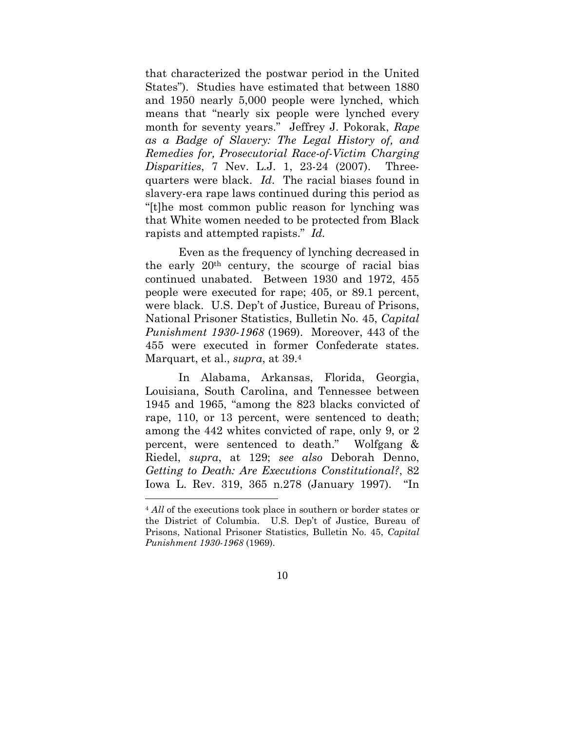that characterized the postwar period in the United States"). Studies have estimated that between 1880 and 1950 nearly 5,000 people were lynched, which means that "nearly six people were lynched every month for seventy years." Jeffrey J. Pokorak, *Rape as a Badge of Slavery: The Legal History of, and Remedies for, Prosecutorial Race-of-Victim Charging Disparities*, 7 Nev. L.J. 1, 23-24 (2007). Three-quarters were black. *Id*. The racial biases found in slavery-era rape laws continued during this period as "[t]he most common public reason for lynching was that White women needed to be protected from Black rapists and attempted rapists." *Id.*

Even as the frequency of lynching decreased in the early 20th century, the scourge of racial bias continued unabated. Between 1930 and 1972, 455 people were executed for rape; 405, or 89.1 percent, were black. U.S. Dep't of Justice, Bureau of Prisons, National Prisoner Statistics, Bulletin No. 45, *Capital Punishment 1930-1968* (1969). Moreover, 443 of the 455 were executed in former Confederate states. Marquart, et al., *supra*, at 39.[4]

In Alabama, Arkansas, Florida, Georgia, Louisiana, South Carolina, and Tennessee between 1945 and 1965, "among the 823 blacks convicted of rape, 110, or 13 percent, were sentenced to death; among the 442 whites convicted of rape, only 9, or 2 percent, were sentenced to death." Wolfgang & Riedel, *supra*, at 129; *see also* Deborah Denno, *Getting to Death: Are Executions Constitutional?*, 82 Iowa L. Rev. 319, 365 n.278 (January 1997). "In

[4] *All* of the executions took place in southern or border states or the District of Columbia. U.S. Dep't of Justice, Bureau of Prisons, National Prisoner Statistics, Bulletin No. 45, *Capital Punishment 1930-1968* (1969).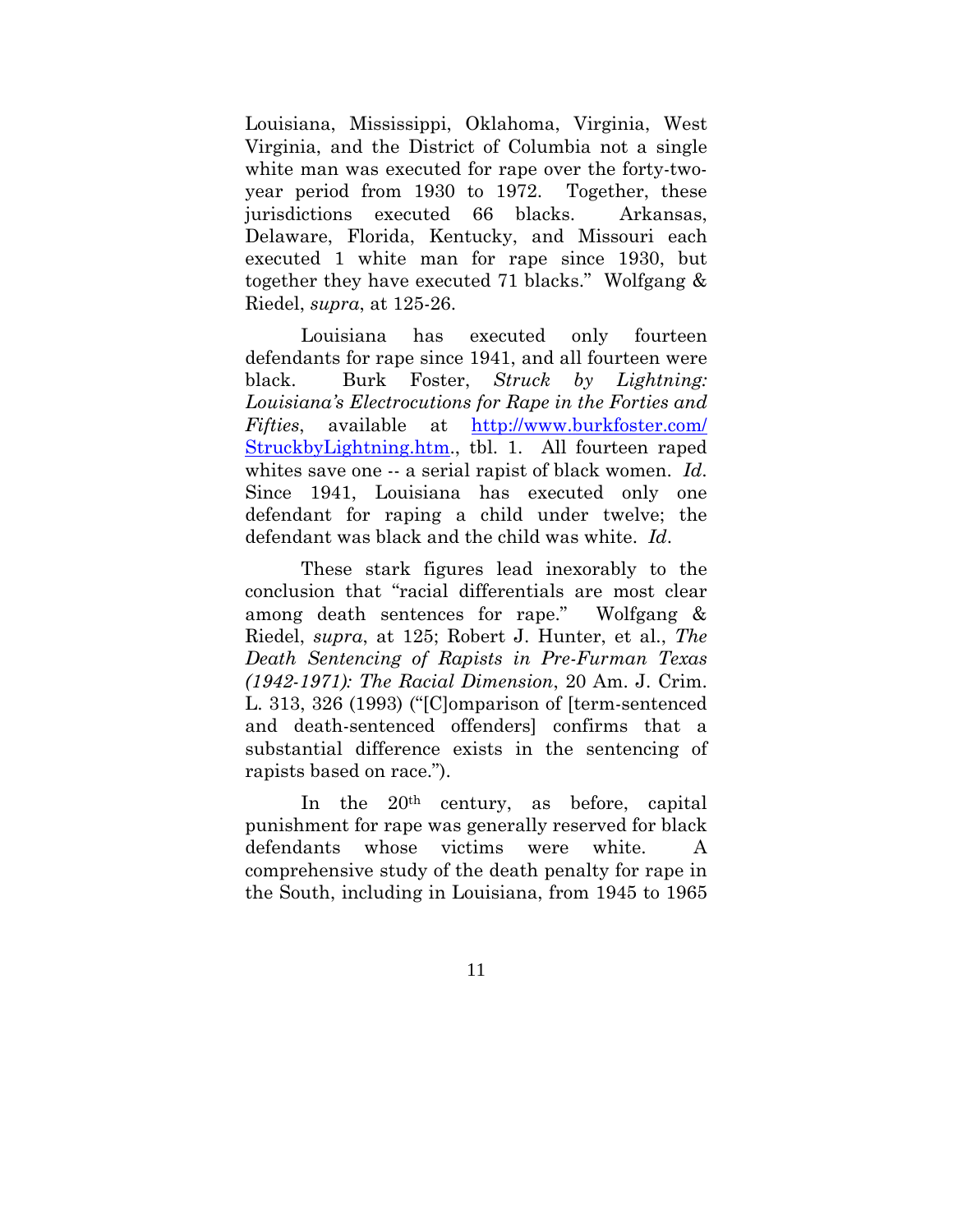Louisiana, Mississippi, Oklahoma, Virginia, West Virginia, and the District of Columbia not a single white man was executed for rape over the forty-two-year period from 1930 to 1972. Together, these jurisdictions executed 66 blacks. Arkansas, Delaware, Florida, Kentucky, and Missouri each executed 1 white man for rape since 1930, but together they have executed 71 blacks." Wolfgang & Riedel, *supra*, at 125-26.

Louisiana has executed only fourteen defendants for rape since 1941, and all fourteen were black. Burk Foster, *Struck by Lightning: Louisiana's Electrocutions for Rape in the Forties and Fifties*, available at http://www.burkfoster.com/StruckbyLightning.htm., tbl. 1. All fourteen raped whites save one -- a serial rapist of black women. *Id*. Since 1941, Louisiana has executed only one defendant for raping a child under twelve; the defendant was black and the child was white. *Id*.

These stark figures lead inexorably to the conclusion that "racial differentials are most clear among death sentences for rape." Wolfgang & Riedel, *supra*, at 125; Robert J. Hunter, et al., *The Death Sentencing of Rapists in Pre-Furman Texas (1942-1971): The Racial Dimension*, 20 Am. J. Crim. L. 313, 326 (1993) ("[C]omparison of [term-sentenced and death-sentenced offenders] confirms that a substantial difference exists in the sentencing of rapists based on race.").

In the 20th century, as before, capital punishment for rape was generally reserved for black defendants whose victims were white. A comprehensive study of the death penalty for rape in the South, including in Louisiana, from 1945 to 1965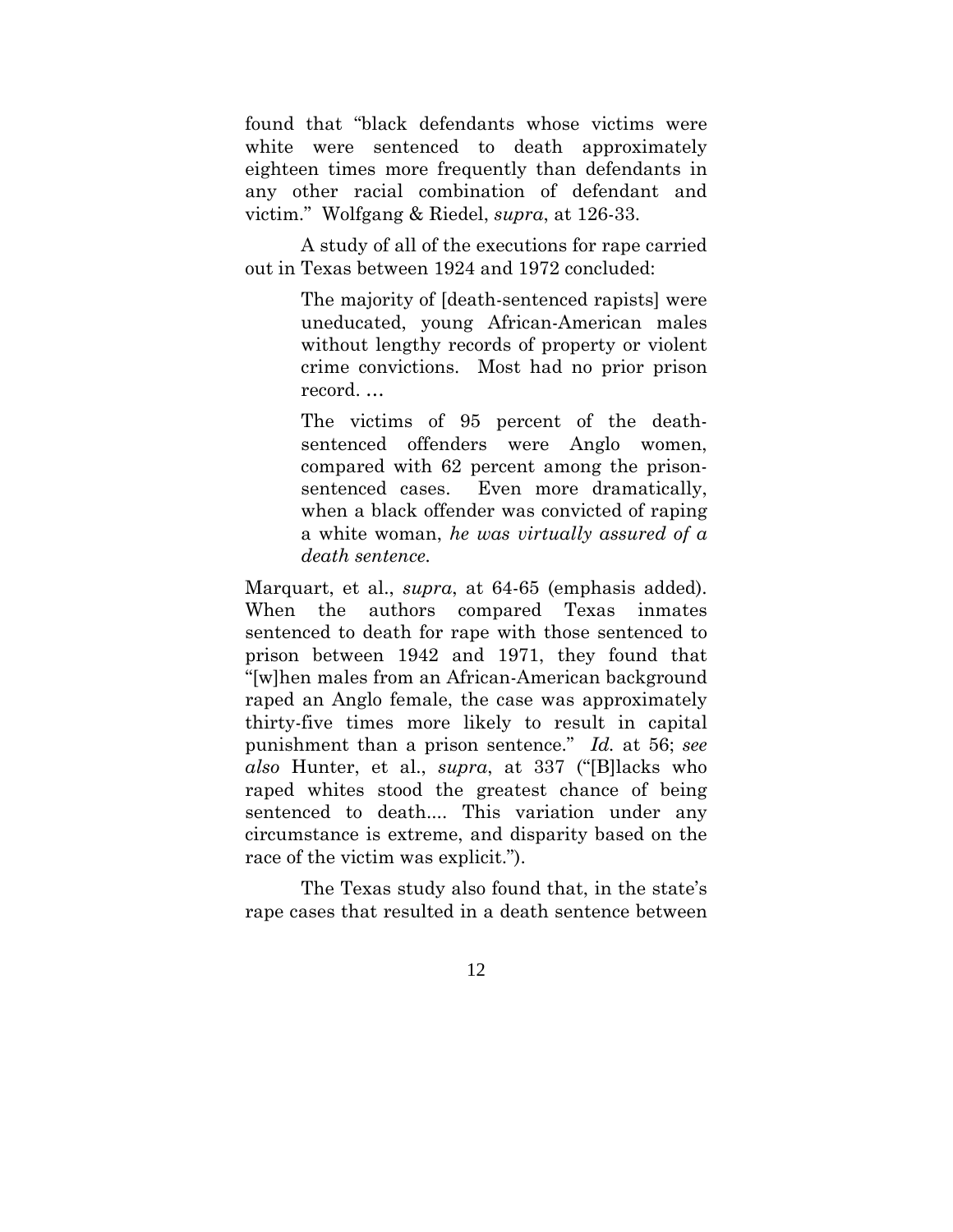found that "black defendants whose victims were white were sentenced to death approximately eighteen times more frequently than defendants in any other racial combination of defendant and victim." Wolfgang & Riedel, *supra*, at 126-33.

A study of all of the executions for rape carried out in Texas between 1924 and 1972 concluded:

> The majority of [death-sentenced rapists] were uneducated, young African-American males without lengthy records of property or violent crime convictions. Most had no prior prison record. …
>
> The victims of 95 percent of the death-sentenced offenders were Anglo women, compared with 62 percent among the prison-sentenced cases. Even more dramatically, when a black offender was convicted of raping a white woman, *he was virtually assured of a death sentence.*

Marquart, et al., *supra*, at 64-65 (emphasis added). When the authors compared Texas inmates sentenced to death for rape with those sentenced to prison between 1942 and 1971, they found that "[w]hen males from an African-American background raped an Anglo female, the case was approximately thirty-five times more likely to result in capital punishment than a prison sentence." *Id.* at 56; *see also* Hunter, et al., *supra*, at 337 ("[B]lacks who raped whites stood the greatest chance of being sentenced to death.... This variation under any circumstance is extreme, and disparity based on the race of the victim was explicit.").

The Texas study also found that, in the state's rape cases that resulted in a death sentence between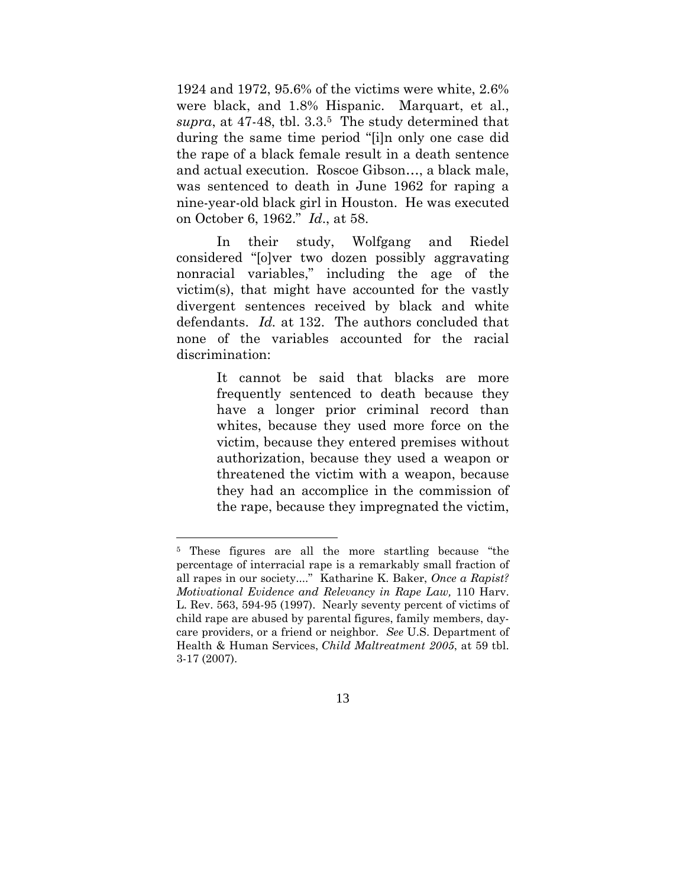1924 and 1972, 95.6% of the victims were white, 2.6% were black, and 1.8% Hispanic. Marquart, et al., *supra*, at 47-48, tbl. 3.3.[5] The study determined that during the same time period "[i]n only one case did the rape of a black female result in a death sentence and actual execution. Roscoe Gibson…, a black male, was sentenced to death in June 1962 for raping a nine-year-old black girl in Houston. He was executed on October 6, 1962." *Id*., at 58.

In their study, Wolfgang and Riedel considered "[o]ver two dozen possibly aggravating nonracial variables," including the age of the victim(s), that might have accounted for the vastly divergent sentences received by black and white defendants. *Id.* at 132. The authors concluded that none of the variables accounted for the racial discrimination:

> It cannot be said that blacks are more frequently sentenced to death because they have a longer prior criminal record than whites, because they used more force on the victim, because they entered premises without authorization, because they used a weapon or threatened the victim with a weapon, because they had an accomplice in the commission of the rape, because they impregnated the victim,

---

[5] These figures are all the more startling because "the percentage of interracial rape is a remarkably small fraction of all rapes in our society…." Katharine K. Baker, *Once a Rapist? Motivational Evidence and Relevancy in Rape Law,* 110 Harv. L. Rev. 563, 594-95 (1997). Nearly seventy percent of victims of child rape are abused by parental figures, family members, day-care providers, or a friend or neighbor. *See* U.S. Department of Health & Human Services, *Child Maltreatment 2005*, at 59 tbl. 3-17 (2007).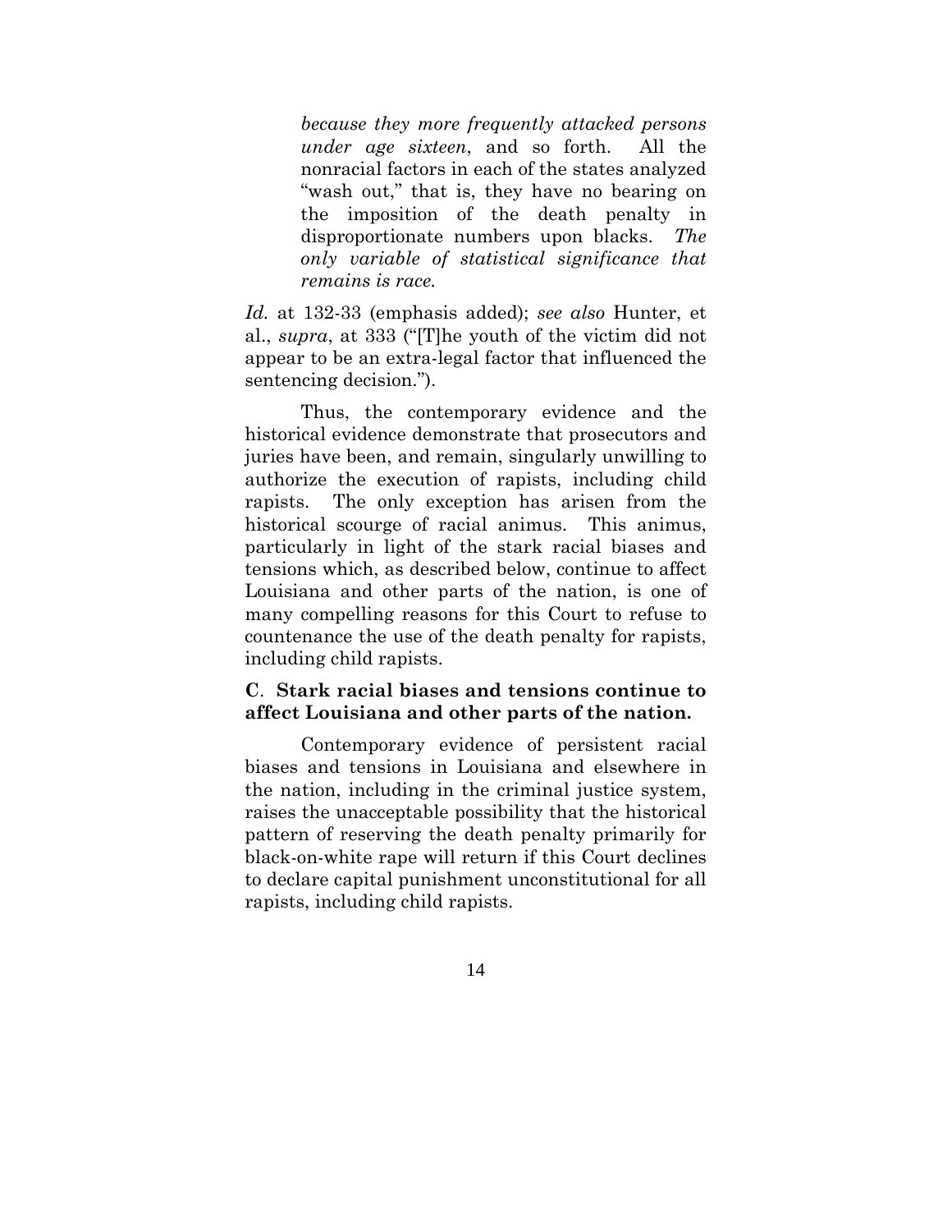> *because they more frequently attacked persons under age sixteen*, and so forth. All the nonracial factors in each of the states analyzed "wash out," that is, they have no bearing on the imposition of the death penalty in disproportionate numbers upon blacks. *The only variable of statistical significance that remains is race.*

*Id.* at 132-33 (emphasis added); *see also* Hunter, et al., *supra*, at 333 ("[T]he youth of the victim did not appear to be an extra-legal factor that influenced the sentencing decision.").

Thus, the contemporary evidence and the historical evidence demonstrate that prosecutors and juries have been, and remain, singularly unwilling to authorize the execution of rapists, including child rapists. The only exception has arisen from the historical scourge of racial animus. This animus, particularly in light of the stark racial biases and tensions which, as described below, continue to affect Louisiana and other parts of the nation, is one of many compelling reasons for this Court to refuse to countenance the use of the death penalty for rapists, including child rapists.

### C. Stark racial biases and tensions continue to affect Louisiana and other parts of the nation.

Contemporary evidence of persistent racial biases and tensions in Louisiana and elsewhere in the nation, including in the criminal justice system, raises the unacceptable possibility that the historical pattern of reserving the death penalty primarily for black-on-white rape will return if this Court declines to declare capital punishment unconstitutional for all rapists, including child rapists.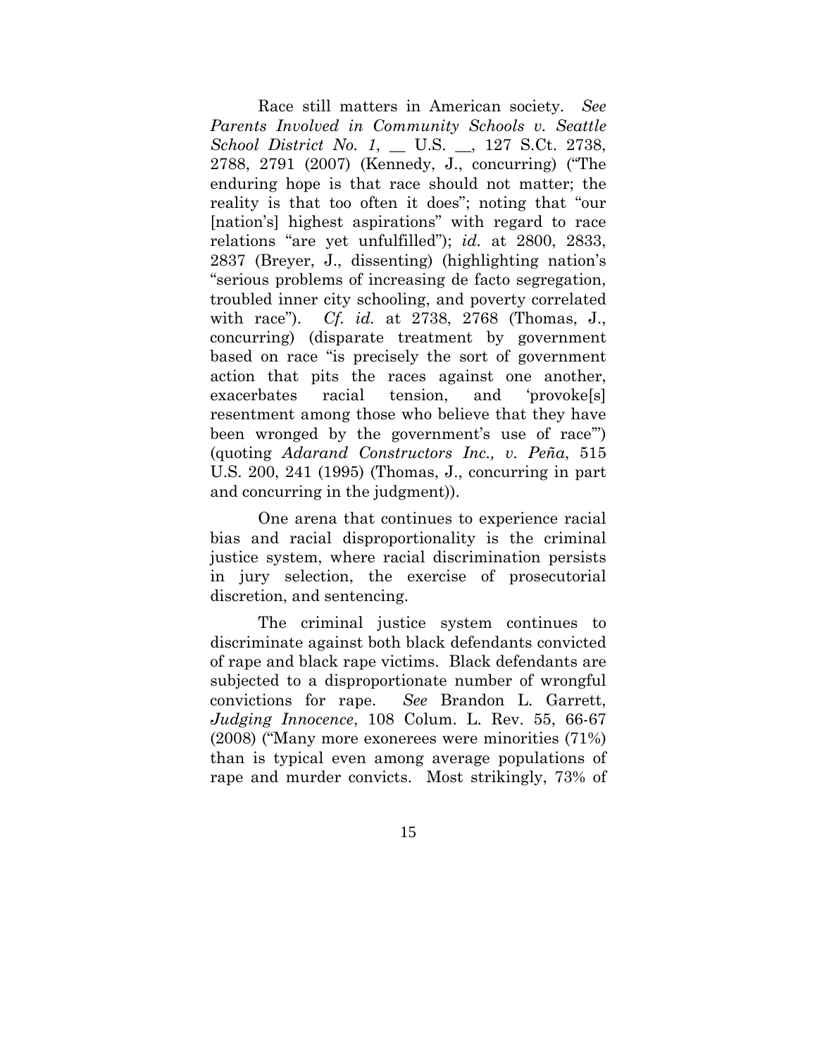Race still matters in American society. *See Parents Involved in Community Schools v. Seattle School District No. 1*, __ U.S. __, 127 S.Ct. 2738, 2788, 2791 (2007) (Kennedy, J., concurring) ("The enduring hope is that race should not matter; the reality is that too often it does"; noting that "our [nation's] highest aspirations" with regard to race relations "are yet unfulfilled"); *id.* at 2800, 2833, 2837 (Breyer, J., dissenting) (highlighting nation's "serious problems of increasing de facto segregation, troubled inner city schooling, and poverty correlated with race"). *Cf. id.* at 2738, 2768 (Thomas, J., concurring) (disparate treatment by government based on race "is precisely the sort of government action that pits the races against one another, exacerbates racial tension, and 'provoke[s] resentment among those who believe that they have been wronged by the government's use of race'") (quoting *Adarand Constructors Inc., v. Peña*, 515 U.S. 200, 241 (1995) (Thomas, J., concurring in part and concurring in the judgment)).

One arena that continues to experience racial bias and racial disproportionality is the criminal justice system, where racial discrimination persists in jury selection, the exercise of prosecutorial discretion, and sentencing.

The criminal justice system continues to discriminate against both black defendants convicted of rape and black rape victims. Black defendants are subjected to a disproportionate number of wrongful convictions for rape. *See* Brandon L. Garrett, *Judging Innocence*, 108 Colum. L. Rev. 55, 66-67 (2008) ("Many more exonerees were minorities (71%) than is typical even among average populations of rape and murder convicts. Most strikingly, 73% of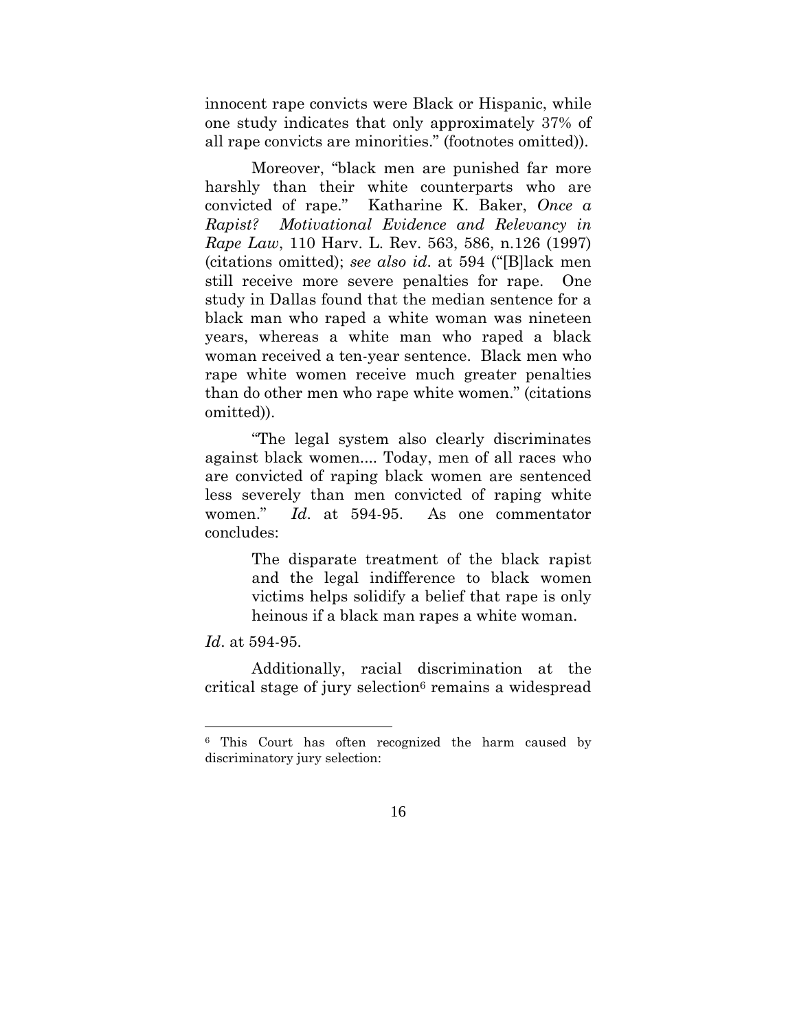innocent rape convicts were Black or Hispanic, while one study indicates that only approximately 37% of all rape convicts are minorities." (footnotes omitted)).

Moreover, "black men are punished far more harshly than their white counterparts who are convicted of rape." Katharine K. Baker, *Once a Rapist? Motivational Evidence and Relevancy in Rape Law*, 110 Harv. L. Rev. 563, 586, n.126 (1997) (citations omitted); *see also id*. at 594 ("[B]lack men still receive more severe penalties for rape. One study in Dallas found that the median sentence for a black man who raped a white woman was nineteen years, whereas a white man who raped a black woman received a ten-year sentence. Black men who rape white women receive much greater penalties than do other men who rape white women." (citations omitted)).

"The legal system also clearly discriminates against black women.... Today, men of all races who are convicted of raping black women are sentenced less severely than men convicted of raping white women." *Id*. at 594-95. As one commentator concludes:

> The disparate treatment of the black rapist and the legal indifference to black women victims helps solidify a belief that rape is only heinous if a black man rapes a white woman.

*Id*. at 594-95.

Additionally, racial discrimination at the critical stage of jury selection[6] remains a widespread

---

[6] This Court has often recognized the harm caused by discriminatory jury selection: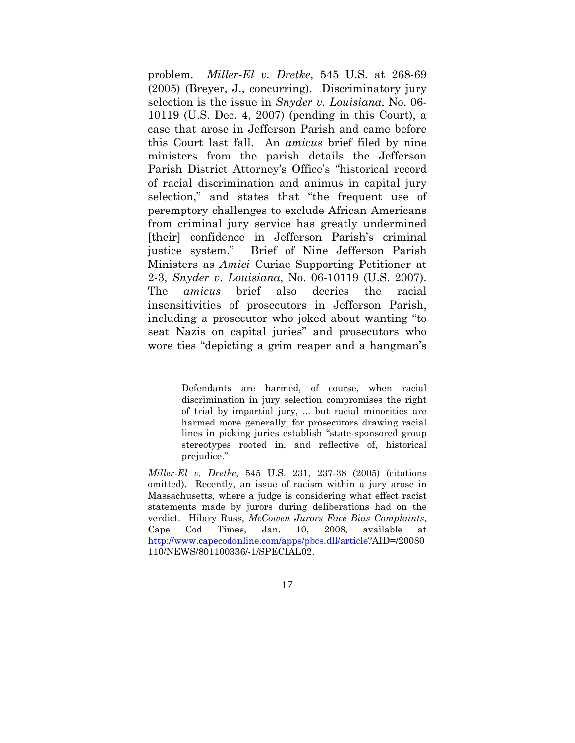problem. *Miller-El v. Dretke*, 545 U.S. at 268-69 (2005) (Breyer, J., concurring). Discriminatory jury selection is the issue in *Snyder v. Louisiana*, No. 06-10119 (U.S. Dec. 4, 2007) (pending in this Court), a case that arose in Jefferson Parish and came before this Court last fall. An *amicus* brief filed by nine ministers from the parish details the Jefferson Parish District Attorney's Office's "historical record of racial discrimination and animus in capital jury selection," and states that "the frequent use of peremptory challenges to exclude African Americans from criminal jury service has greatly undermined [their] confidence in Jefferson Parish's criminal justice system." Brief of Nine Jefferson Parish Ministers as *Amici* Curiae Supporting Petitioner at 2-3, *Snyder v. Louisiana*, No. 06-10119 (U.S. 2007). The *amicus* brief also decries the racial insensitivities of prosecutors in Jefferson Parish, including a prosecutor who joked about wanting "to seat Nazis on capital juries" and prosecutors who wore ties "depicting a grim reaper and a hangman's

---

> Defendants are harmed, of course, when racial discrimination in jury selection compromises the right of trial by impartial jury, ... but racial minorities are harmed more generally, for prosecutors drawing racial lines in picking juries establish "state-sponsored group stereotypes rooted in, and reflective of, historical prejudice."

*Miller-El v. Dretke*, 545 U.S. 231, 237-38 (2005) (citations omitted). Recently, an issue of racism within a jury arose in Massachusetts, where a judge is considering what effect racist statements made by jurors during deliberations had on the verdict. Hilary Russ, *McCowen Jurors Face Bias Complaints*, Cape Cod Times, Jan. 10, 2008, available at http://www.capecodonline.com/apps/pbcs.dll/article?AID=/20080110/NEWS/801100336/-1/SPECIAL02.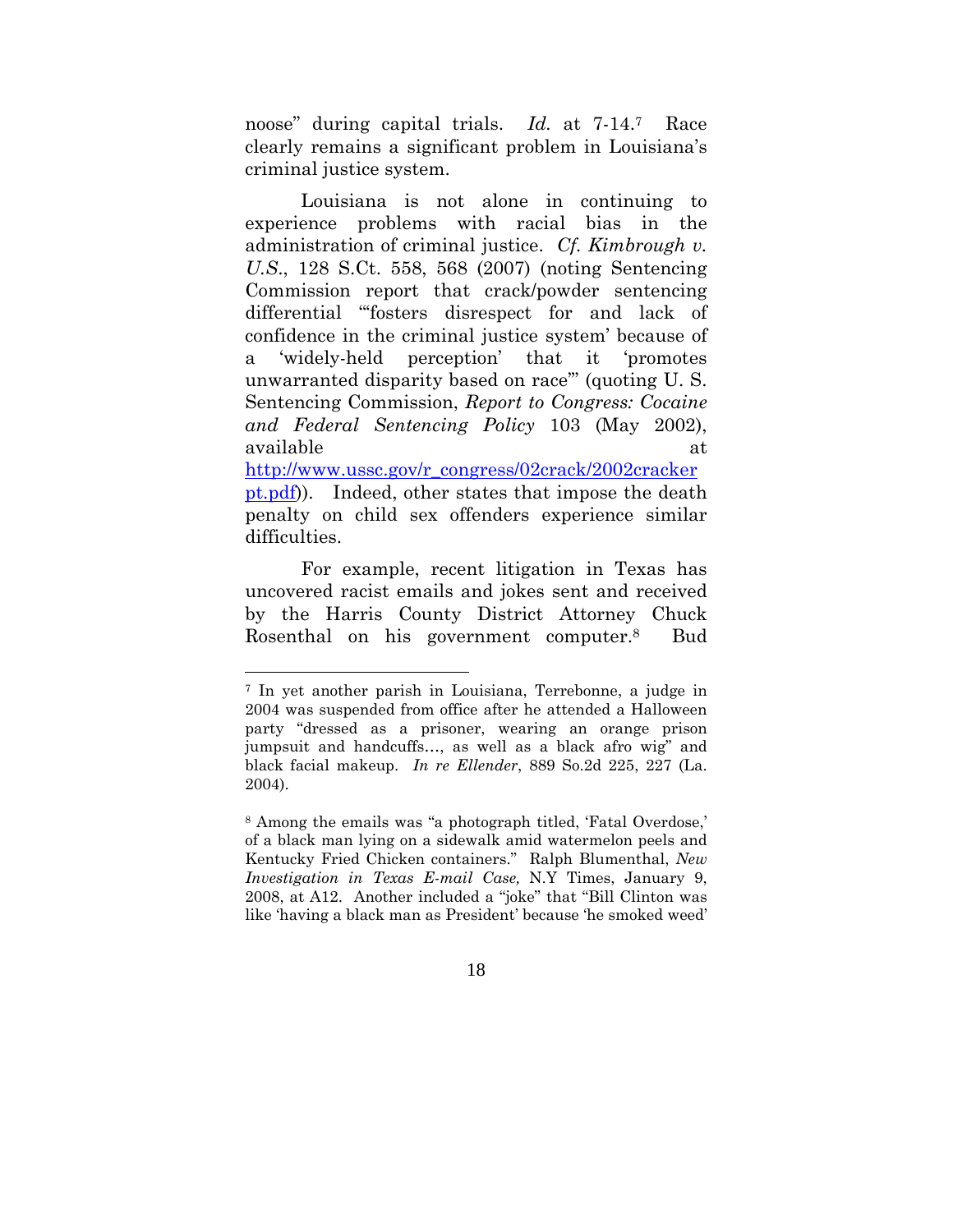noose" during capital trials. *Id.* at 7-14.[7] Race clearly remains a significant problem in Louisiana's criminal justice system.

Louisiana is not alone in continuing to experience problems with racial bias in the administration of criminal justice. *Cf. Kimbrough v. U.S.*, 128 S.Ct. 558, 568 (2007) (noting Sentencing Commission report that crack/powder sentencing differential "'fosters disrespect for and lack of confidence in the criminal justice system' because of a 'widely-held perception' that it 'promotes unwarranted disparity based on race'" (quoting U. S. Sentencing Commission, *Report to Congress: Cocaine and Federal Sentencing Policy* 103 (May 2002), available at http://www.ussc.gov/r_congress/02crack/2002crackerpt.pdf)). Indeed, other states that impose the death penalty on child sex offenders experience similar difficulties.

For example, recent litigation in Texas has uncovered racist emails and jokes sent and received by the Harris County District Attorney Chuck Rosenthal on his government computer.[8] Bud

---

[7] In yet another parish in Louisiana, Terrebonne, a judge in 2004 was suspended from office after he attended a Halloween party "dressed as a prisoner, wearing an orange prison jumpsuit and handcuffs…, as well as a black afro wig" and black facial makeup. *In re Ellender*, 889 So.2d 225, 227 (La. 2004).

[8] Among the emails was "a photograph titled, 'Fatal Overdose,' of a black man lying on a sidewalk amid watermelon peels and Kentucky Fried Chicken containers." Ralph Blumenthal, *New Investigation in Texas E-mail Case,* N.Y Times, January 9, 2008, at A12. Another included a "joke" that "Bill Clinton was like 'having a black man as President' because 'he smoked weed'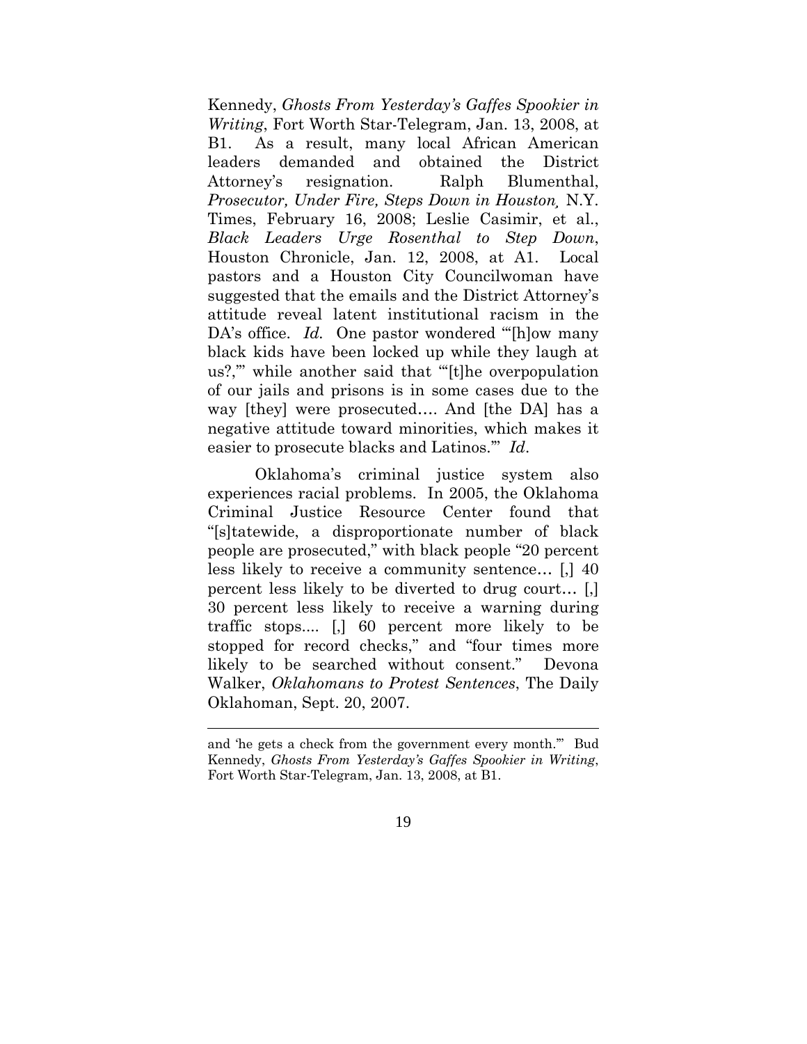Kennedy, *Ghosts From Yesterday's Gaffes Spookier in Writing*, Fort Worth Star-Telegram, Jan. 13, 2008, at B1. As a result, many local African American leaders demanded and obtained the District Attorney's resignation. Ralph Blumenthal, *Prosecutor, Under Fire, Steps Down in Houston*, N.Y. Times, February 16, 2008; Leslie Casimir, et al., *Black Leaders Urge Rosenthal to Step Down*, Houston Chronicle, Jan. 12, 2008, at A1. Local pastors and a Houston City Councilwoman have suggested that the emails and the District Attorney's attitude reveal latent institutional racism in the DA's office. *Id.* One pastor wondered "'[h]ow many black kids have been locked up while they laugh at us?,'" while another said that "'[t]he overpopulation of our jails and prisons is in some cases due to the way [they] were prosecuted…. And [the DA] has a negative attitude toward minorities, which makes it easier to prosecute blacks and Latinos.'" *Id*.

Oklahoma's criminal justice system also experiences racial problems. In 2005, the Oklahoma Criminal Justice Resource Center found that "[s]tatewide, a disproportionate number of black people are prosecuted," with black people "20 percent less likely to receive a community sentence… [,] 40 percent less likely to be diverted to drug court… [,] 30 percent less likely to receive a warning during traffic stops.... [,] 60 percent more likely to be stopped for record checks," and "four times more likely to be searched without consent." Devona Walker, *Oklahomans to Protest Sentences*, The Daily Oklahoman, Sept. 20, 2007.

---

and 'he gets a check from the government every month.'" Bud Kennedy, *Ghosts From Yesterday's Gaffes Spookier in Writing*, Fort Worth Star-Telegram, Jan. 13, 2008, at B1.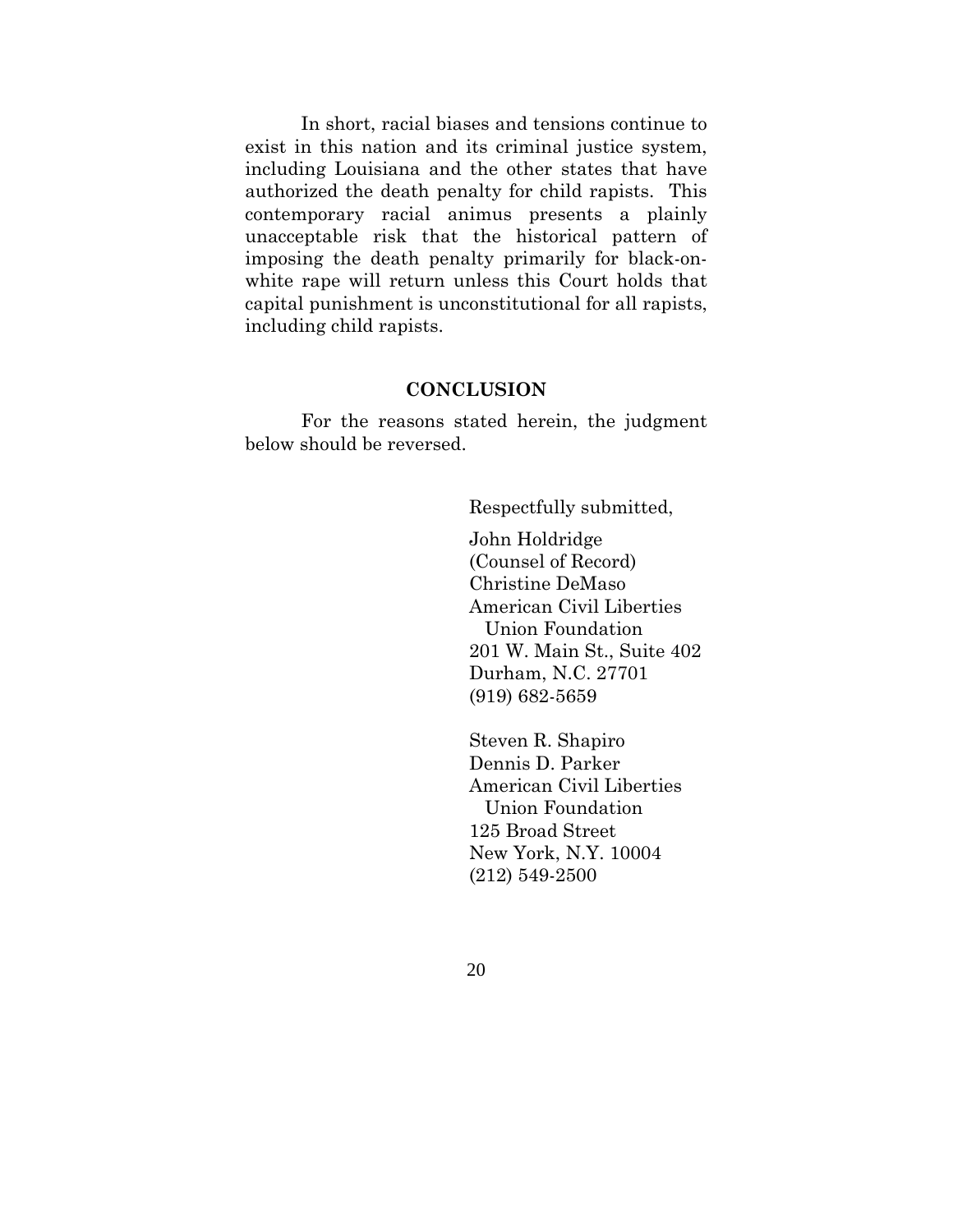In short, racial biases and tensions continue to exist in this nation and its criminal justice system, including Louisiana and the other states that have authorized the death penalty for child rapists. This contemporary racial animus presents a plainly unacceptable risk that the historical pattern of imposing the death penalty primarily for black-on-white rape will return unless this Court holds that capital punishment is unconstitutional for all rapists, including child rapists.

## CONCLUSION

For the reasons stated herein, the judgment below should be reversed.

Respectfully submitted,

John Holdridge
(Counsel of Record)
Christine DeMaso
American Civil Liberties
  Union Foundation
201 W. Main St., Suite 402
Durham, N.C. 27701
(919) 682-5659

Steven R. Shapiro
Dennis D. Parker
American Civil Liberties
  Union Foundation
125 Broad Street
New York, N.Y. 10004
(212) 549-2500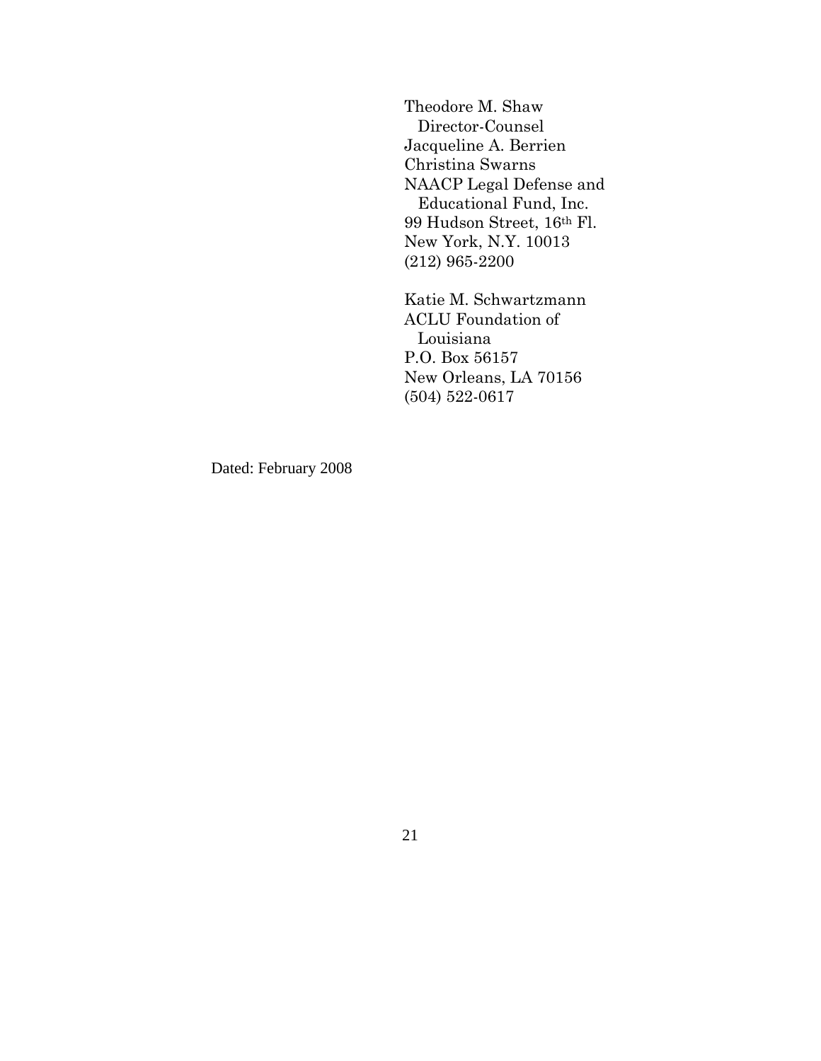Theodore M. Shaw
Director-Counsel
Jacqueline A. Berrien
Christina Swarns
NAACP Legal Defense and
Educational Fund, Inc.
99 Hudson Street, 16th Fl.
New York, N.Y. 10013
(212) 965-2200

Katie M. Schwartzmann
ACLU Foundation of
Louisiana
P.O. Box 56157
New Orleans, LA 70156
(504) 522-0617

Dated: February 2008